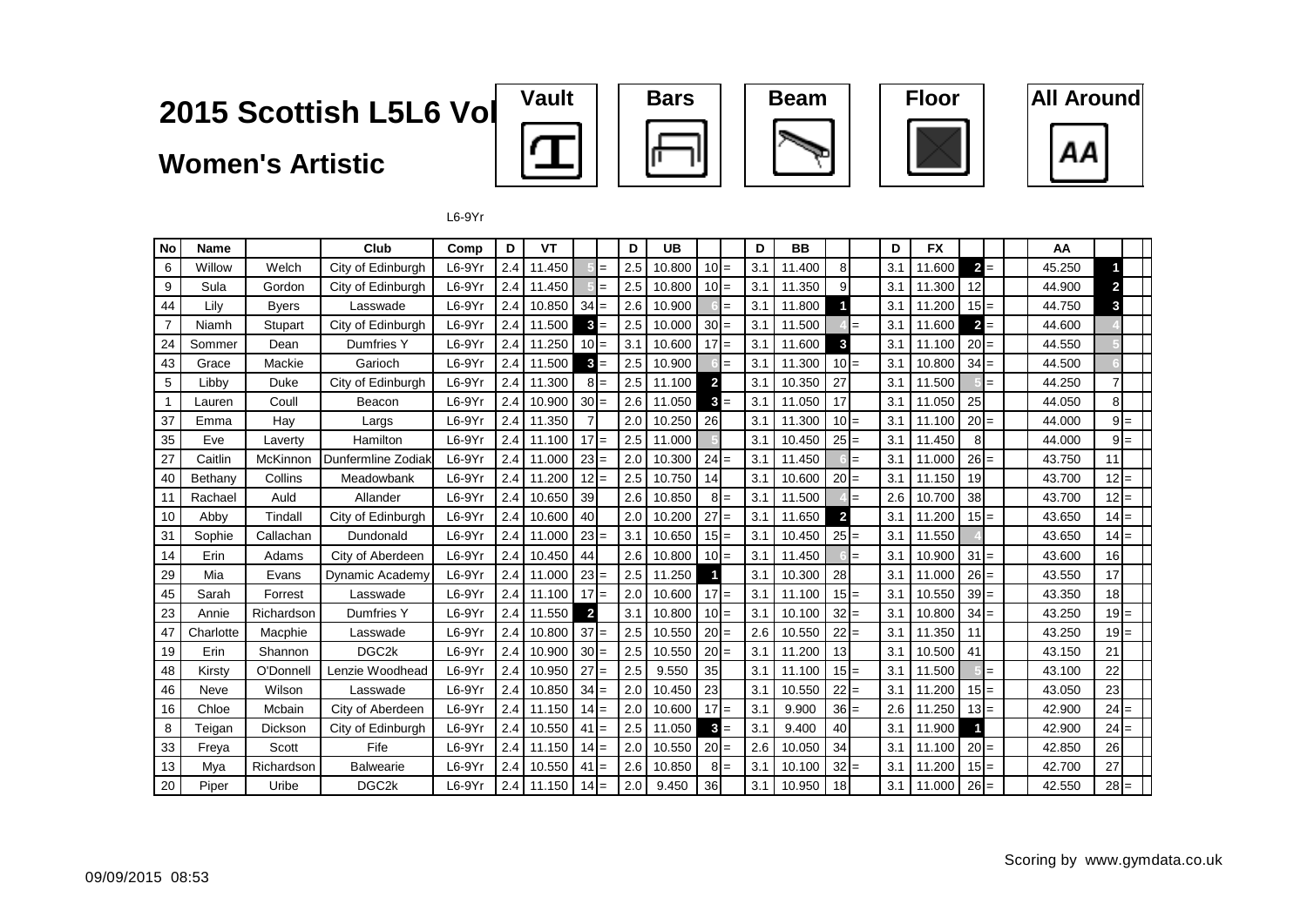# 2015 Scottish L5L6 Vol

## Women's Artistic

Vault | Bars | Beam | Floor | All Around

L6-9Yr

| No | Name | | Club | Comp | D | VT | | | D | UB | | | D | BB | | | D | FX | | | AA | | |
|---|---|---|---|---|---|---|---|---|---|---|---|---|---|---|---|---|---|---|---|---|---|---|---|
| 6 | Willow | Welch | City of Edinburgh | L6-9Yr | 2.4 | 11.450 | 5 | = | 2.5 | 10.800 | 10 | = | 3.1 | 11.400 | 8 | | 3.1 | 11.600 | 2 | = | 45.250 | 1 | |
| 9 | Sula | Gordon | City of Edinburgh | L6-9Yr | 2.4 | 11.450 | 5 | = | 2.5 | 10.800 | 10 | = | 3.1 | 11.350 | 9 | | 3.1 | 11.300 | 12 | | 44.900 | 2 | |
| 44 | Lily | Byers | Lasswade | L6-9Yr | 2.4 | 10.850 | 34 | = | 2.6 | 10.900 | 6 | = | 3.1 | 11.800 | 1 | | 3.1 | 11.200 | 15 | = | 44.750 | 3 | |
| 7 | Niamh | Stupart | City of Edinburgh | L6-9Yr | 2.4 | 11.500 | 3 | = | 2.5 | 10.000 | 30 | = | 3.1 | 11.500 | 4 | = | 3.1 | 11.600 | 2 | = | 44.600 | 4 | |
| 24 | Sommer | Dean | Dumfries Y | L6-9Yr | 2.4 | 11.250 | 10 | = | 3.1 | 10.600 | 17 | = | 3.1 | 11.600 | 3 | | 3.1 | 11.100 | 20 | = | 44.550 | 5 | |
| 43 | Grace | Mackie | Garioch | L6-9Yr | 2.4 | 11.500 | 3 | = | 2.5 | 10.900 | 6 | = | 3.1 | 11.300 | 10 | = | 3.1 | 10.800 | 34 | = | 44.500 | 6 | |
| 5 | Libby | Duke | City of Edinburgh | L6-9Yr | 2.4 | 11.300 | 8 | = | 2.5 | 11.100 | 2 | | 3.1 | 10.350 | 27 | | 3.1 | 11.500 | 5 | = | 44.250 | 7 | |
| 1 | Lauren | Coull | Beacon | L6-9Yr | 2.4 | 10.900 | 30 | = | 2.6 | 11.050 | 3 | = | 3.1 | 11.050 | 17 | | 3.1 | 11.050 | 25 | | 44.050 | 8 | |
| 37 | Emma | Hay | Largs | L6-9Yr | 2.4 | 11.350 | 7 | | 2.0 | 10.250 | 26 | | 3.1 | 11.300 | 10 | = | 3.1 | 11.100 | 20 | = | 44.000 | 9 | = |
| 35 | Eve | Laverty | Hamilton | L6-9Yr | 2.4 | 11.100 | 17 | = | 2.5 | 11.000 | 5 | | 3.1 | 10.450 | 25 | = | 3.1 | 11.450 | 8 | | 44.000 | 9 | = |
| 27 | Caitlin | McKinnon | Dunfermline Zodiak | L6-9Yr | 2.4 | 11.000 | 23 | = | 2.0 | 10.300 | 24 | = | 3.1 | 11.450 | 6 | = | 3.1 | 11.000 | 26 | = | 43.750 | 11 | |
| 40 | Bethany | Collins | Meadowbank | L6-9Yr | 2.4 | 11.200 | 12 | = | 2.5 | 10.750 | 14 | | 3.1 | 10.600 | 20 | = | 3.1 | 11.150 | 19 | | 43.700 | 12 | = |
| 11 | Rachael | Auld | Allander | L6-9Yr | 2.4 | 10.650 | 39 | | 2.6 | 10.850 | 8 | = | 3.1 | 11.500 | 4 | = | 2.6 | 10.700 | 38 | | 43.700 | 12 | = |
| 10 | Abby | Tindall | City of Edinburgh | L6-9Yr | 2.4 | 10.600 | 40 | | 2.0 | 10.200 | 27 | = | 3.1 | 11.650 | 2 | | 3.1 | 11.200 | 15 | = | 43.650 | 14 | = |
| 31 | Sophie | Callachan | Dundonald | L6-9Yr | 2.4 | 11.000 | 23 | = | 3.1 | 10.650 | 15 | = | 3.1 | 10.450 | 25 | = | 3.1 | 11.550 | 4 | | 43.650 | 14 | = |
| 14 | Erin | Adams | City of Aberdeen | L6-9Yr | 2.4 | 10.450 | 44 | | 2.6 | 10.800 | 10 | = | 3.1 | 11.450 | 6 | = | 3.1 | 10.900 | 31 | = | 43.600 | 16 | |
| 29 | Mia | Evans | Dynamic Academy | L6-9Yr | 2.4 | 11.000 | 23 | = | 2.5 | 11.250 | 1 | | 3.1 | 10.300 | 28 | | 3.1 | 11.000 | 26 | = | 43.550 | 17 | |
| 45 | Sarah | Forrest | Lasswade | L6-9Yr | 2.4 | 11.100 | 17 | = | 2.0 | 10.600 | 17 | = | 3.1 | 11.100 | 15 | = | 3.1 | 10.550 | 39 | = | 43.350 | 18 | |
| 23 | Annie | Richardson | Dumfries Y | L6-9Yr | 2.4 | 11.550 | 2 | | 3.1 | 10.800 | 10 | = | 3.1 | 10.100 | 32 | = | 3.1 | 10.800 | 34 | = | 43.250 | 19 | = |
| 47 | Charlotte | Macphie | Lasswade | L6-9Yr | 2.4 | 10.800 | 37 | = | 2.5 | 10.550 | 20 | = | 2.6 | 10.550 | 22 | = | 3.1 | 11.350 | 11 | | 43.250 | 19 | = |
| 19 | Erin | Shannon | DGC2k | L6-9Yr | 2.4 | 10.900 | 30 | = | 2.5 | 10.550 | 20 | = | 3.1 | 11.200 | 13 | | 3.1 | 10.500 | 41 | | 43.150 | 21 | |
| 48 | Kirsty | O'Donnell | Lenzie Woodhead | L6-9Yr | 2.4 | 10.950 | 27 | = | 2.5 | 9.550 | 35 | | 3.1 | 11.100 | 15 | = | 3.1 | 11.500 | 5 | = | 43.100 | 22 | |
| 46 | Neve | Wilson | Lasswade | L6-9Yr | 2.4 | 10.850 | 34 | = | 2.0 | 10.450 | 23 | | 3.1 | 10.550 | 22 | = | 3.1 | 11.200 | 15 | = | 43.050 | 23 | |
| 16 | Chloe | Mcbain | City of Aberdeen | L6-9Yr | 2.4 | 11.150 | 14 | = | 2.0 | 10.600 | 17 | = | 3.1 | 9.900 | 36 | = | 2.6 | 11.250 | 13 | = | 42.900 | 24 | = |
| 8 | Teigan | Dickson | City of Edinburgh | L6-9Yr | 2.4 | 10.550 | 41 | = | 2.5 | 11.050 | 3 | = | 3.1 | 9.400 | 40 | | 3.1 | 11.900 | 1 | | 42.900 | 24 | = |
| 33 | Freya | Scott | Fife | L6-9Yr | 2.4 | 11.150 | 14 | = | 2.0 | 10.550 | 20 | = | 2.6 | 10.050 | 34 | | 3.1 | 11.100 | 20 | = | 42.850 | 26 | |
| 13 | Mya | Richardson | Balwearie | L6-9Yr | 2.4 | 10.550 | 41 | = | 2.6 | 10.850 | 8 | = | 3.1 | 10.100 | 32 | = | 3.1 | 11.200 | 15 | = | 42.700 | 27 | |
| 20 | Piper | Uribe | DGC2k | L6-9Yr | 2.4 | 11.150 | 14 | = | 2.0 | 9.450 | 36 | | 3.1 | 10.950 | 18 | | 3.1 | 11.000 | 26 | = | 42.550 | 28 | = |

09/09/2015 08:53

Scoring by www.gymdata.co.uk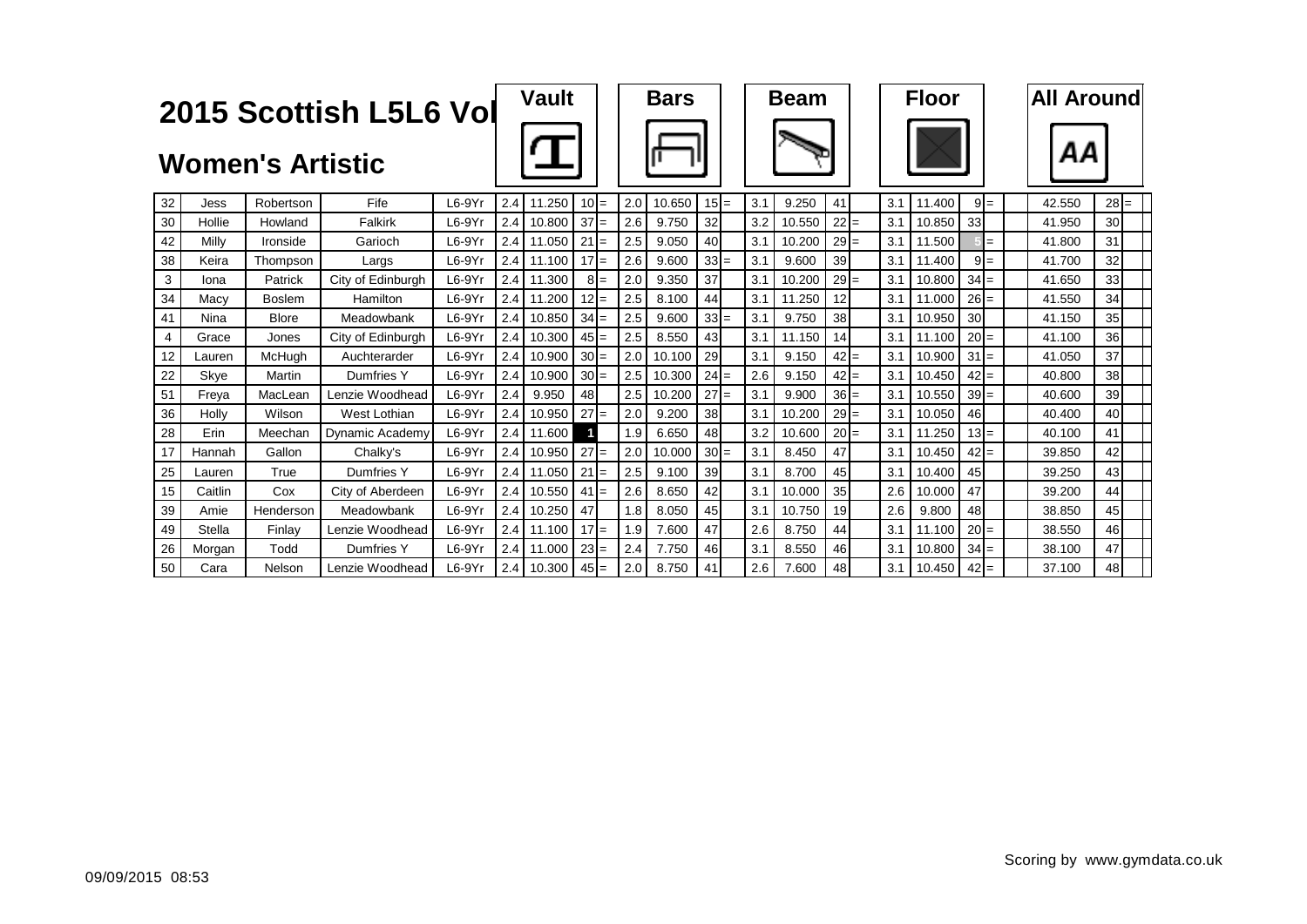# 2015 Scottish L5L6 Vol

## Women's Artistic

| No. | First Name | Surname | Club | Category | Vault D | Vault Score | Vault Rank | | Bars D | Bars Score | Bars Rank | | Beam D | Beam Score | Beam Rank | | Floor D | Floor Score | Floor Rank | | All Around | AA Rank | |
|---|---|---|---|---|---|---|---|---|---|---|---|---|---|---|---|---|---|---|---|---|---|---|---|
| 32 | Jess | Robertson | Fife | L6-9Yr | 2.4 | 11.250 | 10 | = | 2.0 | 10.650 | 15 | = | 3.1 | 9.250 | 41 | | 3.1 | 11.400 | 9 | = | 42.550 | 28 | = |
| 30 | Hollie | Howland | Falkirk | L6-9Yr | 2.4 | 10.800 | 37 | = | 2.6 | 9.750 | 32 | | 3.2 | 10.550 | 22 | = | 3.1 | 10.850 | 33 | | 41.950 | 30 | |
| 42 | Milly | Ironside | Garioch | L6-9Yr | 2.4 | 11.050 | 21 | = | 2.5 | 9.050 | 40 | | 3.1 | 10.200 | 29 | = | 3.1 | 11.500 | 5 | = | 41.800 | 31 | |
| 38 | Keira | Thompson | Largs | L6-9Yr | 2.4 | 11.100 | 17 | = | 2.6 | 9.600 | 33 | = | 3.1 | 9.600 | 39 | | 3.1 | 11.400 | 9 | = | 41.700 | 32 | |
| 3 | Iona | Patrick | City of Edinburgh | L6-9Yr | 2.4 | 11.300 | 8 | = | 2.0 | 9.350 | 37 | | 3.1 | 10.200 | 29 | = | 3.1 | 10.800 | 34 | = | 41.650 | 33 | |
| 34 | Macy | Boslem | Hamilton | L6-9Yr | 2.4 | 11.200 | 12 | = | 2.5 | 8.100 | 44 | | 3.1 | 11.250 | 12 | | 3.1 | 11.000 | 26 | = | 41.550 | 34 | |
| 41 | Nina | Blore | Meadowbank | L6-9Yr | 2.4 | 10.850 | 34 | = | 2.5 | 9.600 | 33 | = | 3.1 | 9.750 | 38 | | 3.1 | 10.950 | 30 | | 41.150 | 35 | |
| 4 | Grace | Jones | City of Edinburgh | L6-9Yr | 2.4 | 10.300 | 45 | = | 2.5 | 8.550 | 43 | | 3.1 | 11.150 | 14 | | 3.1 | 11.100 | 20 | = | 41.100 | 36 | |
| 12 | Lauren | McHugh | Auchterarder | L6-9Yr | 2.4 | 10.900 | 30 | = | 2.0 | 10.100 | 29 | | 3.1 | 9.150 | 42 | = | 3.1 | 10.900 | 31 | = | 41.050 | 37 | |
| 22 | Skye | Martin | Dumfries Y | L6-9Yr | 2.4 | 10.900 | 30 | = | 2.5 | 10.300 | 24 | = | 2.6 | 9.150 | 42 | = | 3.1 | 10.450 | 42 | = | 40.800 | 38 | |
| 51 | Freya | MacLean | Lenzie Woodhead | L6-9Yr | 2.4 | 9.950 | 48 | | 2.5 | 10.200 | 27 | = | 3.1 | 9.900 | 36 | = | 3.1 | 10.550 | 39 | = | 40.600 | 39 | |
| 36 | Holly | Wilson | West Lothian | L6-9Yr | 2.4 | 10.950 | 27 | = | 2.0 | 9.200 | 38 | | 3.1 | 10.200 | 29 | = | 3.1 | 10.050 | 46 | | 40.400 | 40 | |
| 28 | Erin | Meechan | Dynamic Academy | L6-9Yr | 2.4 | 11.600 | 1 | | 1.9 | 6.650 | 48 | | 3.2 | 10.600 | 20 | = | 3.1 | 11.250 | 13 | = | 40.100 | 41 | |
| 17 | Hannah | Gallon | Chalky's | L6-9Yr | 2.4 | 10.950 | 27 | = | 2.0 | 10.000 | 30 | = | 3.1 | 8.450 | 47 | | 3.1 | 10.450 | 42 | = | 39.850 | 42 | |
| 25 | Lauren | True | Dumfries Y | L6-9Yr | 2.4 | 11.050 | 21 | = | 2.5 | 9.100 | 39 | | 3.1 | 8.700 | 45 | | 3.1 | 10.400 | 45 | | 39.250 | 43 | |
| 15 | Caitlin | Cox | City of Aberdeen | L6-9Yr | 2.4 | 10.550 | 41 | = | 2.6 | 8.650 | 42 | | 3.1 | 10.000 | 35 | | 2.6 | 10.000 | 47 | | 39.200 | 44 | |
| 39 | Amie | Henderson | Meadowbank | L6-9Yr | 2.4 | 10.250 | 47 | | 1.8 | 8.050 | 45 | | 3.1 | 10.750 | 19 | | 2.6 | 9.800 | 48 | | 38.850 | 45 | |
| 49 | Stella | Finlay | Lenzie Woodhead | L6-9Yr | 2.4 | 11.100 | 17 | = | 1.9 | 7.600 | 47 | | 2.6 | 8.750 | 44 | | 3.1 | 11.100 | 20 | = | 38.550 | 46 | |
| 26 | Morgan | Todd | Dumfries Y | L6-9Yr | 2.4 | 11.000 | 23 | = | 2.4 | 7.750 | 46 | | 3.1 | 8.550 | 46 | | 3.1 | 10.800 | 34 | = | 38.100 | 47 | |
| 50 | Cara | Nelson | Lenzie Woodhead | L6-9Yr | 2.4 | 10.300 | 45 | = | 2.0 | 8.750 | 41 | | 2.6 | 7.600 | 48 | | 3.1 | 10.450 | 42 | = | 37.100 | 48 | |

09/09/2015 08:53

Scoring by www.gymdata.co.uk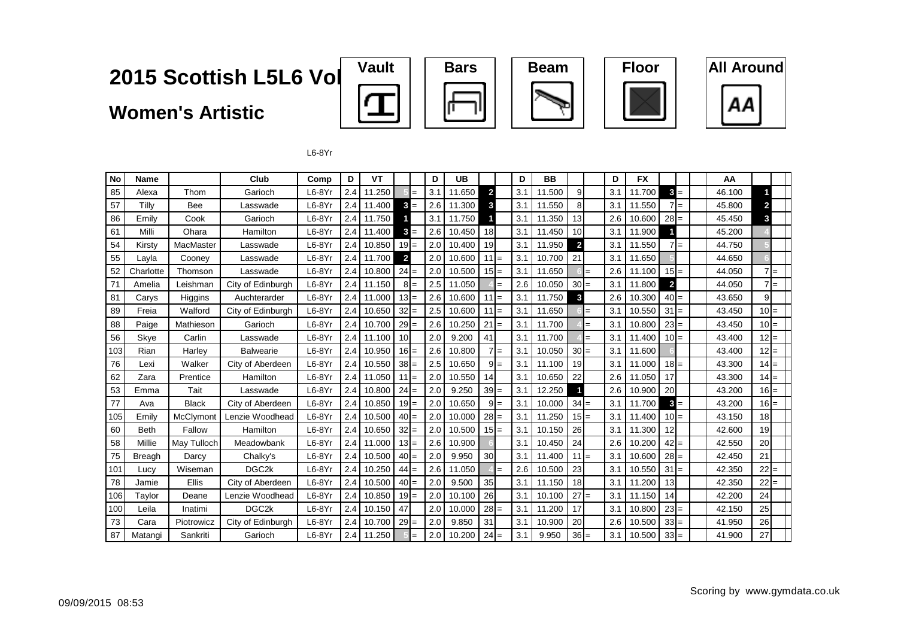# 2015 Scottish L5L6 Vol

## Women's Artistic

Vault | Bars | Beam | Floor | All Around

L6-8Yr

| No | Name | | Club | Comp | D | VT | | | D | UB | | | D | BB | | | D | FX | | | AA | | |
|---|---|---|---|---|---|---|---|---|---|---|---|---|---|---|---|---|---|---|---|---|---|---|---|
| 85 | Alexa | Thom | Garioch | L6-8Yr | 2.4 | 11.250 | 5 | = | 3.1 | 11.650 | 2 | | 3.1 | 11.500 | 9 | | 3.1 | 11.700 | 3 | = | 46.100 | 1 | |
| 57 | Tilly | Bee | Lasswade | L6-8Yr | 2.4 | 11.400 | 3 | = | 2.6 | 11.300 | 3 | | 3.1 | 11.550 | 8 | | 3.1 | 11.550 | 7 | = | 45.800 | 2 | |
| 86 | Emily | Cook | Garioch | L6-8Yr | 2.4 | 11.750 | 1 | | 3.1 | 11.750 | 1 | | 3.1 | 11.350 | 13 | | 2.6 | 10.600 | 28 | = | 45.450 | 3 | |
| 61 | Milli | Ohara | Hamilton | L6-8Yr | 2.4 | 11.400 | 3 | = | 2.6 | 10.450 | 18 | | 3.1 | 11.450 | 10 | | 3.1 | 11.900 | 1 | | 45.200 | 4 | |
| 54 | Kirsty | MacMaster | Lasswade | L6-8Yr | 2.4 | 10.850 | 19 | = | 2.0 | 10.400 | 19 | | 3.1 | 11.950 | 2 | | 3.1 | 11.550 | 7 | = | 44.750 | 5 | |
| 55 | Layla | Cooney | Lasswade | L6-8Yr | 2.4 | 11.700 | 2 | | 2.0 | 10.600 | 11 | = | 3.1 | 10.700 | 21 | | 3.1 | 11.650 | 5 | | 44.650 | 6 | |
| 52 | Charlotte | Thomson | Lasswade | L6-8Yr | 2.4 | 10.800 | 24 | = | 2.0 | 10.500 | 15 | = | 3.1 | 11.650 | 6 | = | 2.6 | 11.100 | 15 | = | 44.050 | 7 | = |
| 71 | Amelia | Leishman | City of Edinburgh | L6-8Yr | 2.4 | 11.150 | 8 | = | 2.5 | 11.050 | 4 | = | 2.6 | 10.050 | 30 | = | 3.1 | 11.800 | 2 | | 44.050 | 7 | = |
| 81 | Carys | Higgins | Auchterarder | L6-8Yr | 2.4 | 11.000 | 13 | = | 2.6 | 10.600 | 11 | = | 3.1 | 11.750 | 3 | | 2.6 | 10.300 | 40 | = | 43.650 | 9 | |
| 89 | Freia | Walford | City of Edinburgh | L6-8Yr | 2.4 | 10.650 | 32 | = | 2.5 | 10.600 | 11 | = | 3.1 | 11.650 | 6 | = | 3.1 | 10.550 | 31 | = | 43.450 | 10 | = |
| 88 | Paige | Mathieson | Garioch | L6-8Yr | 2.4 | 10.700 | 29 | = | 2.6 | 10.250 | 21 | = | 3.1 | 11.700 | 4 | = | 3.1 | 10.800 | 23 | = | 43.450 | 10 | = |
| 56 | Skye | Carlin | Lasswade | L6-8Yr | 2.4 | 11.100 | 10 | | 2.0 | 9.200 | 41 | | 3.1 | 11.700 | 4 | = | 3.1 | 11.400 | 10 | = | 43.400 | 12 | = |
| 103 | Rian | Harley | Balwearie | L6-8Yr | 2.4 | 10.950 | 16 | = | 2.6 | 10.800 | 7 | = | 3.1 | 10.050 | 30 | = | 3.1 | 11.600 | 6 | | 43.400 | 12 | = |
| 76 | Lexi | Walker | City of Aberdeen | L6-8Yr | 2.4 | 10.550 | 38 | = | 2.5 | 10.650 | 9 | = | 3.1 | 11.100 | 19 | | 3.1 | 11.000 | 18 | = | 43.300 | 14 | = |
| 62 | Zara | Prentice | Hamilton | L6-8Yr | 2.4 | 11.050 | 11 | = | 2.0 | 10.550 | 14 | | 3.1 | 10.650 | 22 | | 2.6 | 11.050 | 17 | | 43.300 | 14 | = |
| 53 | Emma | Tait | Lasswade | L6-8Yr | 2.4 | 10.800 | 24 | = | 2.0 | 9.250 | 39 | = | 3.1 | 12.250 | 1 | | 2.6 | 10.900 | 20 | | 43.200 | 16 | = |
| 77 | Ava | Black | City of Aberdeen | L6-8Yr | 2.4 | 10.850 | 19 | = | 2.0 | 10.650 | 9 | = | 3.1 | 10.000 | 34 | = | 3.1 | 11.700 | 3 | = | 43.200 | 16 | = |
| 105 | Emily | McClymont | Lenzie Woodhead | L6-8Yr | 2.4 | 10.500 | 40 | = | 2.0 | 10.000 | 28 | = | 3.1 | 11.250 | 15 | = | 3.1 | 11.400 | 10 | = | 43.150 | 18 | |
| 60 | Beth | Fallow | Hamilton | L6-8Yr | 2.4 | 10.650 | 32 | = | 2.0 | 10.500 | 15 | = | 3.1 | 10.150 | 26 | | 3.1 | 11.300 | 12 | | 42.600 | 19 | |
| 58 | Millie | May Tulloch | Meadowbank | L6-8Yr | 2.4 | 11.000 | 13 | = | 2.6 | 10.900 | 6 | | 3.1 | 10.450 | 24 | | 2.6 | 10.200 | 42 | = | 42.550 | 20 | |
| 75 | Breagh | Darcy | Chalky's | L6-8Yr | 2.4 | 10.500 | 40 | = | 2.0 | 9.950 | 30 | | 3.1 | 11.400 | 11 | = | 3.1 | 10.600 | 28 | = | 42.450 | 21 | |
| 101 | Lucy | Wiseman | DGC2k | L6-8Yr | 2.4 | 10.250 | 44 | = | 2.6 | 11.050 | 4 | = | 2.6 | 10.500 | 23 | | 3.1 | 10.550 | 31 | = | 42.350 | 22 | = |
| 78 | Jamie | Ellis | City of Aberdeen | L6-8Yr | 2.4 | 10.500 | 40 | = | 2.0 | 9.500 | 35 | | 3.1 | 11.150 | 18 | | 3.1 | 11.200 | 13 | | 42.350 | 22 | = |
| 106 | Taylor | Deane | Lenzie Woodhead | L6-8Yr | 2.4 | 10.850 | 19 | = | 2.0 | 10.100 | 26 | | 3.1 | 10.100 | 27 | = | 3.1 | 11.150 | 14 | | 42.200 | 24 | |
| 100 | Leila | Inatimi | DGC2k | L6-8Yr | 2.4 | 10.150 | 47 | | 2.0 | 10.000 | 28 | = | 3.1 | 11.200 | 17 | | 3.1 | 10.800 | 23 | = | 42.150 | 25 | |
| 73 | Cara | Piotrowicz | City of Edinburgh | L6-8Yr | 2.4 | 10.700 | 29 | = | 2.0 | 9.850 | 31 | | 3.1 | 10.900 | 20 | | 2.6 | 10.500 | 33 | = | 41.950 | 26 | |
| 87 | Matangi | Sankriti | Garioch | L6-8Yr | 2.4 | 11.250 | 5 | = | 2.0 | 10.200 | 24 | = | 3.1 | 9.950 | 36 | = | 3.1 | 10.500 | 33 | = | 41.900 | 27 | |

09/09/2015 08:53

Scoring by www.gymdata.co.uk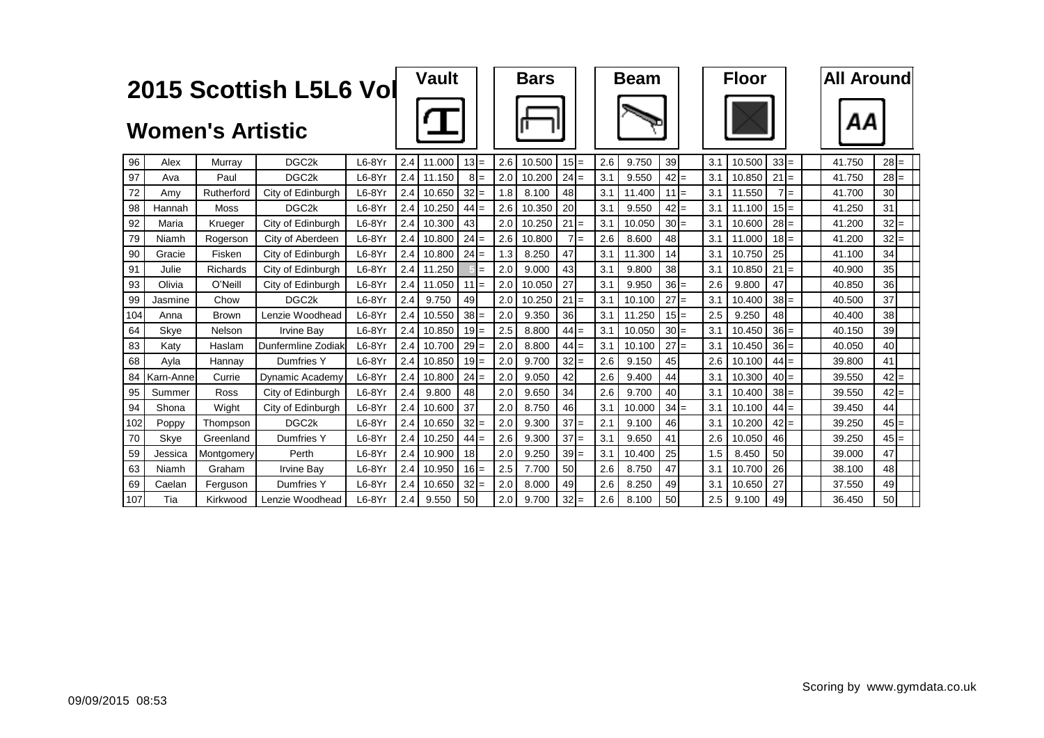# 2015 Scottish L5L6 Vol

## Women's Artistic

| No. | First Name | Surname | Club | Category | Vault D | Vault Score | Vault Rank | | Bars D | Bars Score | Bars Rank | | Beam D | Beam Score | Beam Rank | | Floor D | Floor Score | Floor Rank | | All Around | AA Rank | |
|---|---|---|---|---|---|---|---|---|---|---|---|---|---|---|---|---|---|---|---|---|---|---|---|
| 96 | Alex | Murray | DGC2k | L6-8Yr | 2.4 | 11.000 | 13 | = | 2.6 | 10.500 | 15 | = | 2.6 | 9.750 | 39 | | 3.1 | 10.500 | 33 | = | 41.750 | 28 | = |
| 97 | Ava | Paul | DGC2k | L6-8Yr | 2.4 | 11.150 | 8 | = | 2.0 | 10.200 | 24 | = | 3.1 | 9.550 | 42 | = | 3.1 | 10.850 | 21 | = | 41.750 | 28 | = |
| 72 | Amy | Rutherford | City of Edinburgh | L6-8Yr | 2.4 | 10.650 | 32 | = | 1.8 | 8.100 | 48 | | 3.1 | 11.400 | 11 | = | 3.1 | 11.550 | 7 | = | 41.700 | 30 | |
| 98 | Hannah | Moss | DGC2k | L6-8Yr | 2.4 | 10.250 | 44 | = | 2.6 | 10.350 | 20 | | 3.1 | 9.550 | 42 | = | 3.1 | 11.100 | 15 | = | 41.250 | 31 | |
| 92 | Maria | Krueger | City of Edinburgh | L6-8Yr | 2.4 | 10.300 | 43 | | 2.0 | 10.250 | 21 | = | 3.1 | 10.050 | 30 | = | 3.1 | 10.600 | 28 | = | 41.200 | 32 | = |
| 79 | Niamh | Rogerson | City of Aberdeen | L6-8Yr | 2.4 | 10.800 | 24 | = | 2.6 | 10.800 | 7 | = | 2.6 | 8.600 | 48 | | 3.1 | 11.000 | 18 | = | 41.200 | 32 | = |
| 90 | Gracie | Fisken | City of Edinburgh | L6-8Yr | 2.4 | 10.800 | 24 | = | 1.3 | 8.250 | 47 | | 3.1 | 11.300 | 14 | | 3.1 | 10.750 | 25 | | 41.100 | 34 | |
| 91 | Julie | Richards | City of Edinburgh | L6-8Yr | 2.4 | 11.250 | 5 | = | 2.0 | 9.000 | 43 | | 3.1 | 9.800 | 38 | | 3.1 | 10.850 | 21 | = | 40.900 | 35 | |
| 93 | Olivia | O'Neill | City of Edinburgh | L6-8Yr | 2.4 | 11.050 | 11 | = | 2.0 | 10.050 | 27 | | 3.1 | 9.950 | 36 | = | 2.6 | 9.800 | 47 | | 40.850 | 36 | |
| 99 | Jasmine | Chow | DGC2k | L6-8Yr | 2.4 | 9.750 | 49 | | 2.0 | 10.250 | 21 | = | 3.1 | 10.100 | 27 | = | 3.1 | 10.400 | 38 | = | 40.500 | 37 | |
| 104 | Anna | Brown | Lenzie Woodhead | L6-8Yr | 2.4 | 10.550 | 38 | = | 2.0 | 9.350 | 36 | | 3.1 | 11.250 | 15 | = | 2.5 | 9.250 | 48 | | 40.400 | 38 | |
| 64 | Skye | Nelson | Irvine Bay | L6-8Yr | 2.4 | 10.850 | 19 | = | 2.5 | 8.800 | 44 | = | 3.1 | 10.050 | 30 | = | 3.1 | 10.450 | 36 | = | 40.150 | 39 | |
| 83 | Katy | Haslam | Dunfermline Zodiak | L6-8Yr | 2.4 | 10.700 | 29 | = | 2.0 | 8.800 | 44 | = | 3.1 | 10.100 | 27 | = | 3.1 | 10.450 | 36 | = | 40.050 | 40 | |
| 68 | Ayla | Hannay | Dumfries Y | L6-8Yr | 2.4 | 10.850 | 19 | = | 2.0 | 9.700 | 32 | = | 2.6 | 9.150 | 45 | | 2.6 | 10.100 | 44 | = | 39.800 | 41 | |
| 84 | Karn-Anne | Currie | Dynamic Academy | L6-8Yr | 2.4 | 10.800 | 24 | = | 2.0 | 9.050 | 42 | | 2.6 | 9.400 | 44 | | 3.1 | 10.300 | 40 | = | 39.550 | 42 | = |
| 95 | Summer | Ross | City of Edinburgh | L6-8Yr | 2.4 | 9.800 | 48 | | 2.0 | 9.650 | 34 | | 2.6 | 9.700 | 40 | | 3.1 | 10.400 | 38 | = | 39.550 | 42 | = |
| 94 | Shona | Wight | City of Edinburgh | L6-8Yr | 2.4 | 10.600 | 37 | | 2.0 | 8.750 | 46 | | 3.1 | 10.000 | 34 | = | 3.1 | 10.100 | 44 | = | 39.450 | 44 | |
| 102 | Poppy | Thompson | DGC2k | L6-8Yr | 2.4 | 10.650 | 32 | = | 2.0 | 9.300 | 37 | = | 2.1 | 9.100 | 46 | | 3.1 | 10.200 | 42 | = | 39.250 | 45 | = |
| 70 | Skye | Greenland | Dumfries Y | L6-8Yr | 2.4 | 10.250 | 44 | = | 2.6 | 9.300 | 37 | = | 3.1 | 9.650 | 41 | | 2.6 | 10.050 | 46 | | 39.250 | 45 | = |
| 59 | Jessica | Montgomery | Perth | L6-8Yr | 2.4 | 10.900 | 18 | | 2.0 | 9.250 | 39 | = | 3.1 | 10.400 | 25 | | 1.5 | 8.450 | 50 | | 39.000 | 47 | |
| 63 | Niamh | Graham | Irvine Bay | L6-8Yr | 2.4 | 10.950 | 16 | = | 2.5 | 7.700 | 50 | | 2.6 | 8.750 | 47 | | 3.1 | 10.700 | 26 | | 38.100 | 48 | |
| 69 | Caelan | Ferguson | Dumfries Y | L6-8Yr | 2.4 | 10.650 | 32 | = | 2.0 | 8.000 | 49 | | 2.6 | 8.250 | 49 | | 3.1 | 10.650 | 27 | | 37.550 | 49 | |
| 107 | Tia | Kirkwood | Lenzie Woodhead | L6-8Yr | 2.4 | 9.550 | 50 | | 2.0 | 9.700 | 32 | = | 2.6 | 8.100 | 50 | | 2.5 | 9.100 | 49 | | 36.450 | 50 | |

09/09/2015 08:53

Scoring by www.gymdata.co.uk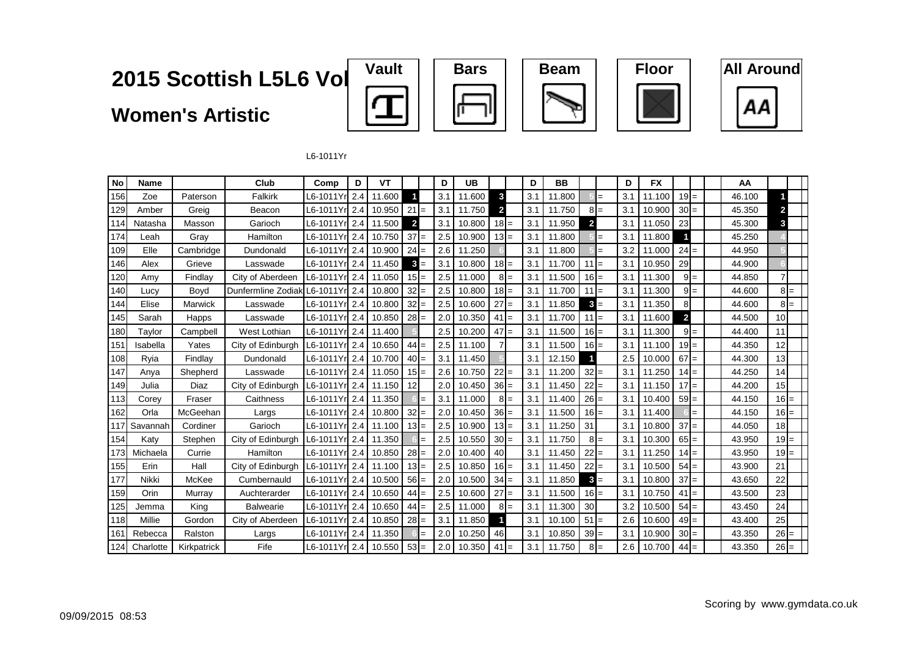# 2015 Scottish L5L6 Vol

## Women's Artistic

Vault | Bars | Beam | Floor | All Around

L6-1011Yr

| No | Name | | Club | Comp | D | VT | | | D | UB | | | D | BB | | | D | FX | | | | AA | | |
|---|---|---|---|---|---|---|---|---|---|---|---|---|---|---|---|---|---|---|---|---|---|---|---|---|
| 156 | Zoe | Paterson | Falkirk | L6-1011Yr | 2.4 | 11.600 | 1 | | 3.1 | 11.600 | 3 | | 3.1 | 11.800 | 5 | = | 3.1 | 11.100 | 19 | = | | 46.100 | 1 | |
| 129 | Amber | Greig | Beacon | L6-1011Yr | 2.4 | 10.950 | 21 | = | 3.1 | 11.750 | 2 | | 3.1 | 11.750 | 8 | = | 3.1 | 10.900 | 30 | = | | 45.350 | 2 | |
| 114 | Natasha | Masson | Garioch | L6-1011Yr | 2.4 | 11.500 | 2 | | 3.1 | 10.800 | 18 | = | 3.1 | 11.950 | 2 | | 3.1 | 11.050 | 23 | | | 45.300 | 3 | |
| 174 | Leah | Gray | Hamilton | L6-1011Yr | 2.4 | 10.750 | 37 | = | 2.5 | 10.900 | 13 | = | 3.1 | 11.800 | 5 | = | 3.1 | 11.800 | 1 | | | 45.250 | 4 | |
| 109 | Elle | Cambridge | Dundonald | L6-1011Yr | 2.4 | 10.900 | 24 | = | 2.6 | 11.250 | 6 | | 3.1 | 11.800 | 5 | = | 3.2 | 11.000 | 24 | = | | 44.950 | 5 | |
| 146 | Alex | Grieve | Lasswade | L6-1011Yr | 2.4 | 11.450 | 3 | = | 3.1 | 10.800 | 18 | = | 3.1 | 11.700 | 11 | = | 3.1 | 10.950 | 29 | | | 44.900 | 6 | |
| 120 | Amy | Findlay | City of Aberdeen | L6-1011Yr | 2.4 | 11.050 | 15 | = | 2.5 | 11.000 | 8 | = | 3.1 | 11.500 | 16 | = | 3.1 | 11.300 | 9 | = | | 44.850 | 7 | |
| 140 | Lucy | Boyd | Dunfermline Zodiak | L6-1011Yr | 2.4 | 10.800 | 32 | = | 2.5 | 10.800 | 18 | = | 3.1 | 11.700 | 11 | = | 3.1 | 11.300 | 9 | = | | 44.600 | 8 | = |
| 144 | Elise | Marwick | Lasswade | L6-1011Yr | 2.4 | 10.800 | 32 | = | 2.5 | 10.600 | 27 | = | 3.1 | 11.850 | 3 | = | 3.1 | 11.350 | 8 | | | 44.600 | 8 | = |
| 145 | Sarah | Happs | Lasswade | L6-1011Yr | 2.4 | 10.850 | 28 | = | 2.0 | 10.350 | 41 | = | 3.1 | 11.700 | 11 | = | 3.1 | 11.600 | 2 | | | 44.500 | 10 | |
| 180 | Taylor | Campbell | West Lothian | L6-1011Yr | 2.4 | 11.400 | 5 | | 2.5 | 10.200 | 47 | = | 3.1 | 11.500 | 16 | = | 3.1 | 11.300 | 9 | = | | 44.400 | 11 | |
| 151 | Isabella | Yates | City of Edinburgh | L6-1011Yr | 2.4 | 10.650 | 44 | = | 2.5 | 11.100 | 7 | | 3.1 | 11.500 | 16 | = | 3.1 | 11.100 | 19 | = | | 44.350 | 12 | |
| 108 | Ryia | Findlay | Dundonald | L6-1011Yr | 2.4 | 10.700 | 40 | = | 3.1 | 11.450 | 5 | | 3.1 | 12.150 | 1 | | 2.5 | 10.000 | 67 | = | | 44.300 | 13 | |
| 147 | Anya | Shepherd | Lasswade | L6-1011Yr | 2.4 | 11.050 | 15 | = | 2.6 | 10.750 | 22 | = | 3.1 | 11.200 | 32 | = | 3.1 | 11.250 | 14 | = | | 44.250 | 14 | |
| 149 | Julia | Diaz | City of Edinburgh | L6-1011Yr | 2.4 | 11.150 | 12 | | 2.0 | 10.450 | 36 | = | 3.1 | 11.450 | 22 | = | 3.1 | 11.150 | 17 | = | | 44.200 | 15 | |
| 113 | Corey | Fraser | Caithness | L6-1011Yr | 2.4 | 11.350 | 6 | = | 3.1 | 11.000 | 8 | = | 3.1 | 11.400 | 26 | = | 3.1 | 10.400 | 59 | = | | 44.150 | 16 | = |
| 162 | Orla | McGeehan | Largs | L6-1011Yr | 2.4 | 10.800 | 32 | = | 2.0 | 10.450 | 36 | = | 3.1 | 11.500 | 16 | = | 3.1 | 11.400 | 6 | = | | 44.150 | 16 | = |
| 117 | Savannah | Cordiner | Garioch | L6-1011Yr | 2.4 | 11.100 | 13 | = | 2.5 | 10.900 | 13 | = | 3.1 | 11.250 | 31 | | 3.1 | 10.800 | 37 | = | | 44.050 | 18 | |
| 154 | Katy | Stephen | City of Edinburgh | L6-1011Yr | 2.4 | 11.350 | 6 | = | 2.5 | 10.550 | 30 | = | 3.1 | 11.750 | 8 | = | 3.1 | 10.300 | 65 | = | | 43.950 | 19 | = |
| 173 | Michaela | Currie | Hamilton | L6-1011Yr | 2.4 | 10.850 | 28 | = | 2.0 | 10.400 | 40 | | 3.1 | 11.450 | 22 | = | 3.1 | 11.250 | 14 | = | | 43.950 | 19 | = |
| 155 | Erin | Hall | City of Edinburgh | L6-1011Yr | 2.4 | 11.100 | 13 | = | 2.5 | 10.850 | 16 | = | 3.1 | 11.450 | 22 | = | 3.1 | 10.500 | 54 | = | | 43.900 | 21 | |
| 177 | Nikki | McKee | Cumbernauld | L6-1011Yr | 2.4 | 10.500 | 56 | = | 2.0 | 10.500 | 34 | = | 3.1 | 11.850 | 3 | = | 3.1 | 10.800 | 37 | = | | 43.650 | 22 | |
| 159 | Orin | Murray | Auchterarder | L6-1011Yr | 2.4 | 10.650 | 44 | = | 2.5 | 10.600 | 27 | = | 3.1 | 11.500 | 16 | = | 3.1 | 10.750 | 41 | = | | 43.500 | 23 | |
| 125 | Jemma | King | Balwearie | L6-1011Yr | 2.4 | 10.650 | 44 | = | 2.5 | 11.000 | 8 | = | 3.1 | 11.300 | 30 | | 3.2 | 10.500 | 54 | = | | 43.450 | 24 | |
| 118 | Millie | Gordon | City of Aberdeen | L6-1011Yr | 2.4 | 10.850 | 28 | = | 3.1 | 11.850 | 1 | | 3.1 | 10.100 | 51 | = | 2.6 | 10.600 | 49 | = | | 43.400 | 25 | |
| 161 | Rebecca | Ralston | Largs | L6-1011Yr | 2.4 | 11.350 | 6 | = | 2.0 | 10.250 | 46 | | 3.1 | 10.850 | 39 | = | 3.1 | 10.900 | 30 | = | | 43.350 | 26 | = |
| 124 | Charlotte | Kirkpatrick | Fife | L6-1011Yr | 2.4 | 10.550 | 53 | = | 2.0 | 10.350 | 41 | = | 3.1 | 11.750 | 8 | = | 2.6 | 10.700 | 44 | = | | 43.350 | 26 | = |

09/09/2015 08:53

Scoring by www.gymdata.co.uk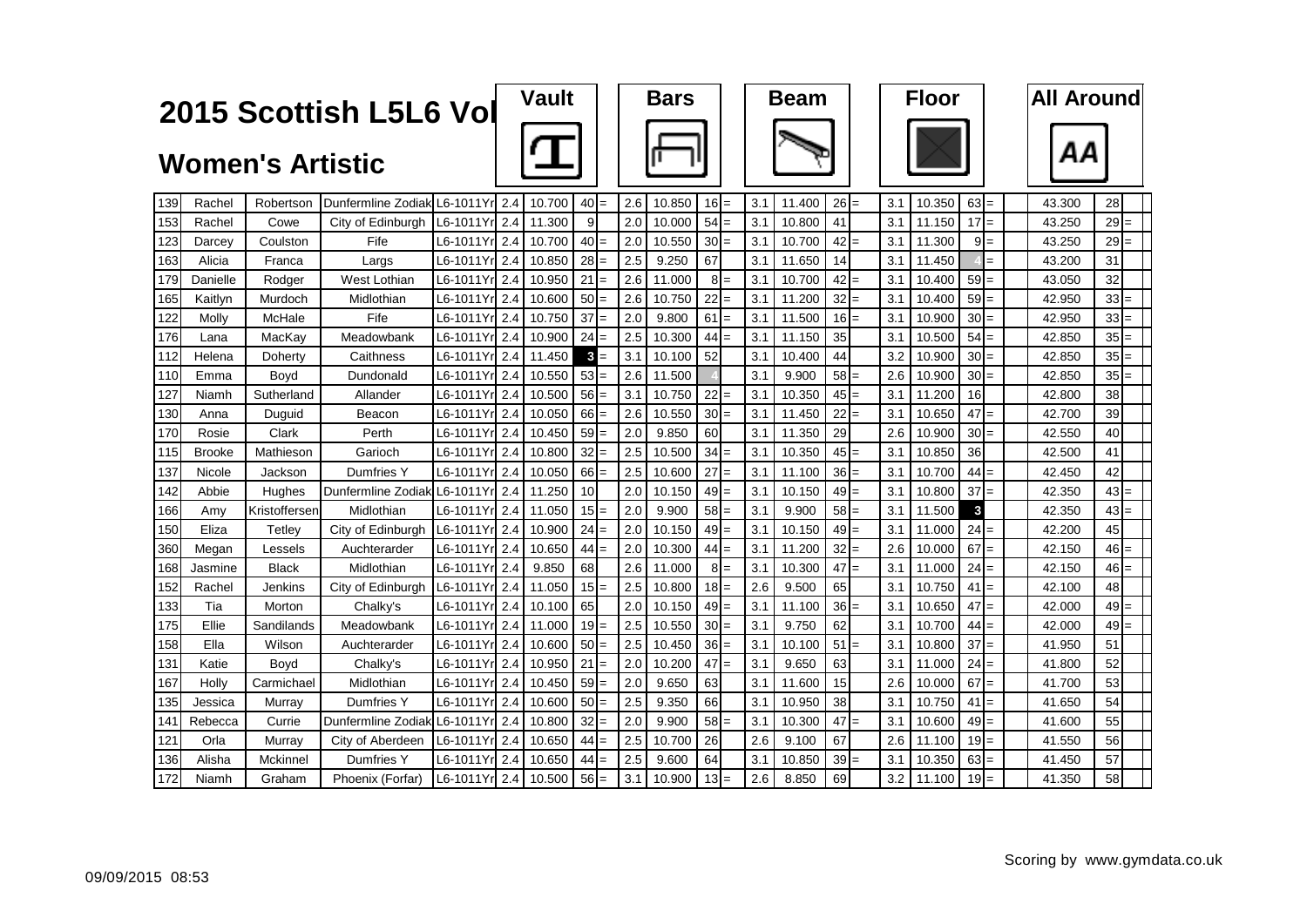# 2015 Scottish L5L6 Vol

## Women's Artistic

| No. | First Name | Surname | Club | Level | Vault D | Vault Score | Vault Rank | | Bars D | Bars Score | Bars Rank | | Beam D | Beam Score | Beam Rank | | Floor D | Floor Score | Floor Rank | | All Around | AA Rank | |
|---|---|---|---|---|---|---|---|---|---|---|---|---|---|---|---|---|---|---|---|---|---|---|---|
| 139 | Rachel | Robertson | Dunfermline Zodiak | L6-1011Yr | 2.4 | 10.700 | 40 | = | 2.6 | 10.850 | 16 | = | 3.1 | 11.400 | 26 | = | 3.1 | 10.350 | 63 | = | 43.300 | 28 | |
| 153 | Rachel | Cowe | City of Edinburgh | L6-1011Yr | 2.4 | 11.300 | 9 | | 2.0 | 10.000 | 54 | = | 3.1 | 10.800 | 41 | | 3.1 | 11.150 | 17 | = | 43.250 | 29 | = |
| 123 | Darcey | Coulston | Fife | L6-1011Yr | 2.4 | 10.700 | 40 | = | 2.0 | 10.550 | 30 | = | 3.1 | 10.700 | 42 | = | 3.1 | 11.300 | 9 | = | 43.250 | 29 | = |
| 163 | Alicia | Franca | Largs | L6-1011Yr | 2.4 | 10.850 | 28 | = | 2.5 | 9.250 | 67 | | 3.1 | 11.650 | 14 | | 3.1 | 11.450 | 4 | = | 43.200 | 31 | |
| 179 | Danielle | Rodger | West Lothian | L6-1011Yr | 2.4 | 10.950 | 21 | = | 2.6 | 11.000 | 8 | = | 3.1 | 10.700 | 42 | = | 3.1 | 10.400 | 59 | = | 43.050 | 32 | |
| 165 | Kaitlyn | Murdoch | Midlothian | L6-1011Yr | 2.4 | 10.600 | 50 | = | 2.6 | 10.750 | 22 | = | 3.1 | 11.200 | 32 | = | 3.1 | 10.400 | 59 | = | 42.950 | 33 | = |
| 122 | Molly | McHale | Fife | L6-1011Yr | 2.4 | 10.750 | 37 | = | 2.0 | 9.800 | 61 | = | 3.1 | 11.500 | 16 | = | 3.1 | 10.900 | 30 | = | 42.950 | 33 | = |
| 176 | Lana | MacKay | Meadowbank | L6-1011Yr | 2.4 | 10.900 | 24 | = | 2.5 | 10.300 | 44 | = | 3.1 | 11.150 | 35 | | 3.1 | 10.500 | 54 | = | 42.850 | 35 | = |
| 112 | Helena | Doherty | Caithness | L6-1011Yr | 2.4 | 11.450 | 3 | = | 3.1 | 10.100 | 52 | | 3.1 | 10.400 | 44 | | 3.2 | 10.900 | 30 | = | 42.850 | 35 | = |
| 110 | Emma | Boyd | Dundonald | L6-1011Yr | 2.4 | 10.550 | 53 | = | 2.6 | 11.500 | 4 | | 3.1 | 9.900 | 58 | = | 2.6 | 10.900 | 30 | = | 42.850 | 35 | = |
| 127 | Niamh | Sutherland | Allander | L6-1011Yr | 2.4 | 10.500 | 56 | = | 3.1 | 10.750 | 22 | = | 3.1 | 10.350 | 45 | = | 3.1 | 11.200 | 16 | | 42.800 | 38 | |
| 130 | Anna | Duguid | Beacon | L6-1011Yr | 2.4 | 10.050 | 66 | = | 2.6 | 10.550 | 30 | = | 3.1 | 11.450 | 22 | = | 3.1 | 10.650 | 47 | = | 42.700 | 39 | |
| 170 | Rosie | Clark | Perth | L6-1011Yr | 2.4 | 10.450 | 59 | = | 2.0 | 9.850 | 60 | | 3.1 | 11.350 | 29 | | 2.6 | 10.900 | 30 | = | 42.550 | 40 | |
| 115 | Brooke | Mathieson | Garioch | L6-1011Yr | 2.4 | 10.800 | 32 | = | 2.5 | 10.500 | 34 | = | 3.1 | 10.350 | 45 | = | 3.1 | 10.850 | 36 | | 42.500 | 41 | |
| 137 | Nicole | Jackson | Dumfries Y | L6-1011Yr | 2.4 | 10.050 | 66 | = | 2.5 | 10.600 | 27 | = | 3.1 | 11.100 | 36 | = | 3.1 | 10.700 | 44 | = | 42.450 | 42 | |
| 142 | Abbie | Hughes | Dunfermline Zodiak | L6-1011Yr | 2.4 | 11.250 | 10 | | 2.0 | 10.150 | 49 | = | 3.1 | 10.150 | 49 | = | 3.1 | 10.800 | 37 | = | 42.350 | 43 | = |
| 166 | Amy | Kristoffersen | Midlothian | L6-1011Yr | 2.4 | 11.050 | 15 | = | 2.0 | 9.900 | 58 | = | 3.1 | 9.900 | 58 | = | 3.1 | 11.500 | 3 | | 42.350 | 43 | = |
| 150 | Eliza | Tetley | City of Edinburgh | L6-1011Yr | 2.4 | 10.900 | 24 | = | 2.0 | 10.150 | 49 | = | 3.1 | 10.150 | 49 | = | 3.1 | 11.000 | 24 | = | 42.200 | 45 | |
| 360 | Megan | Lessels | Auchterarder | L6-1011Yr | 2.4 | 10.650 | 44 | = | 2.0 | 10.300 | 44 | = | 3.1 | 11.200 | 32 | = | 2.6 | 10.000 | 67 | = | 42.150 | 46 | = |
| 168 | Jasmine | Black | Midlothian | L6-1011Yr | 2.4 | 9.850 | 68 | | 2.6 | 11.000 | 8 | = | 3.1 | 10.300 | 47 | = | 3.1 | 11.000 | 24 | = | 42.150 | 46 | = |
| 152 | Rachel | Jenkins | City of Edinburgh | L6-1011Yr | 2.4 | 11.050 | 15 | = | 2.5 | 10.800 | 18 | = | 2.6 | 9.500 | 65 | | 3.1 | 10.750 | 41 | = | 42.100 | 48 | |
| 133 | Tia | Morton | Chalky's | L6-1011Yr | 2.4 | 10.100 | 65 | | 2.0 | 10.150 | 49 | = | 3.1 | 11.100 | 36 | = | 3.1 | 10.650 | 47 | = | 42.000 | 49 | = |
| 175 | Ellie | Sandilands | Meadowbank | L6-1011Yr | 2.4 | 11.000 | 19 | = | 2.5 | 10.550 | 30 | = | 3.1 | 9.750 | 62 | | 3.1 | 10.700 | 44 | = | 42.000 | 49 | = |
| 158 | Ella | Wilson | Auchterarder | L6-1011Yr | 2.4 | 10.600 | 50 | = | 2.5 | 10.450 | 36 | = | 3.1 | 10.100 | 51 | = | 3.1 | 10.800 | 37 | = | 41.950 | 51 | |
| 131 | Katie | Boyd | Chalky's | L6-1011Yr | 2.4 | 10.950 | 21 | = | 2.0 | 10.200 | 47 | = | 3.1 | 9.650 | 63 | | 3.1 | 11.000 | 24 | = | 41.800 | 52 | |
| 167 | Holly | Carmichael | Midlothian | L6-1011Yr | 2.4 | 10.450 | 59 | = | 2.0 | 9.650 | 63 | | 3.1 | 11.600 | 15 | | 2.6 | 10.000 | 67 | = | 41.700 | 53 | |
| 135 | Jessica | Murray | Dumfries Y | L6-1011Yr | 2.4 | 10.600 | 50 | = | 2.5 | 9.350 | 66 | | 3.1 | 10.950 | 38 | | 3.1 | 10.750 | 41 | = | 41.650 | 54 | |
| 141 | Rebecca | Currie | Dunfermline Zodiak | L6-1011Yr | 2.4 | 10.800 | 32 | = | 2.0 | 9.900 | 58 | = | 3.1 | 10.300 | 47 | = | 3.1 | 10.600 | 49 | = | 41.600 | 55 | |
| 121 | Orla | Murray | City of Aberdeen | L6-1011Yr | 2.4 | 10.650 | 44 | = | 2.5 | 10.700 | 26 | | 2.6 | 9.100 | 67 | | 2.6 | 11.100 | 19 | = | 41.550 | 56 | |
| 136 | Alisha | Mckinnel | Dumfries Y | L6-1011Yr | 2.4 | 10.650 | 44 | = | 2.5 | 9.600 | 64 | | 3.1 | 10.850 | 39 | = | 3.1 | 10.350 | 63 | = | 41.450 | 57 | |
| 172 | Niamh | Graham | Phoenix (Forfar) | L6-1011Yr | 2.4 | 10.500 | 56 | = | 3.1 | 10.900 | 13 | = | 2.6 | 8.850 | 69 | | 3.2 | 11.100 | 19 | = | 41.350 | 58 | |

09/09/2015 08:53

Scoring by www.gymdata.co.uk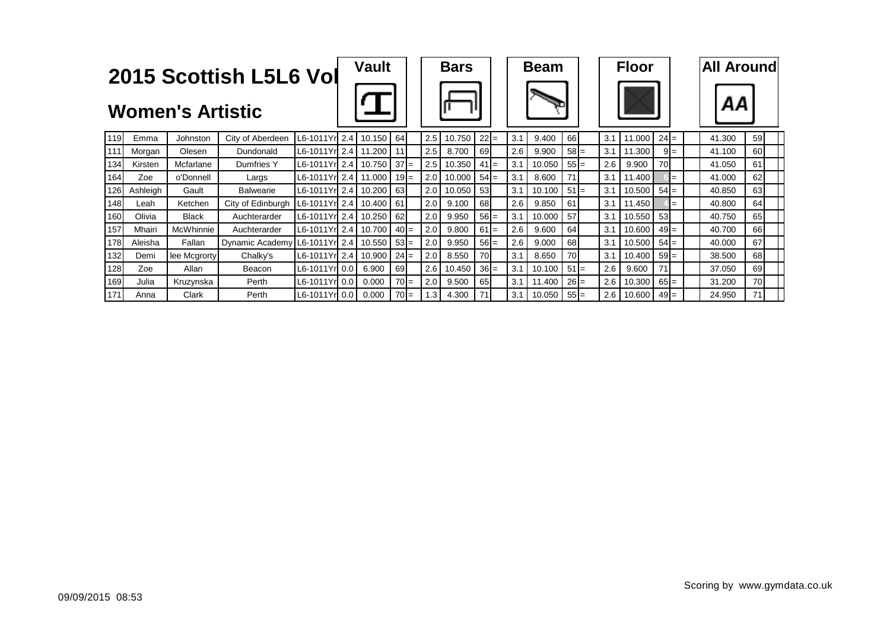# 2015 Scottish L5L6 Vol

## Women's Artistic

| | | | | | Vault | | | | Bars | | | | Beam | | | | Floor | | | | All Around | | |
|---|---|---|---|---|---|---|---|---|---|---|---|---|---|---|---|---|---|---|---|---|---|---|---|
| 119 | Emma | Johnston | City of Aberdeen | L6-1011Yr | 2.4 | 10.150 | 64 | | 2.5 | 10.750 | 22 | = | 3.1 | 9.400 | 66 | | 3.1 | 11.000 | 24 | = | 41.300 | 59 | |
| 111 | Morgan | Olesen | Dundonald | L6-1011Yr | 2.4 | 11.200 | 11 | | 2.5 | 8.700 | 69 | | 2.6 | 9.900 | 58 | = | 3.1 | 11.300 | 9 | = | 41.100 | 60 | |
| 134 | Kirsten | Mcfarlane | Dumfries Y | L6-1011Yr | 2.4 | 10.750 | 37 | = | 2.5 | 10.350 | 41 | = | 3.1 | 10.050 | 55 | = | 2.6 | 9.900 | 70 | | 41.050 | 61 | |
| 164 | Zoe | o'Donnell | Largs | L6-1011Yr | 2.4 | 11.000 | 19 | = | 2.0 | 10.000 | 54 | = | 3.1 | 8.600 | 71 | | 3.1 | 11.400 | 6 | = | 41.000 | 62 | |
| 126 | Ashleigh | Gault | Balwearie | L6-1011Yr | 2.4 | 10.200 | 63 | | 2.0 | 10.050 | 53 | | 3.1 | 10.100 | 51 | = | 3.1 | 10.500 | 54 | = | 40.850 | 63 | |
| 148 | Leah | Ketchen | City of Edinburgh | L6-1011Yr | 2.4 | 10.400 | 61 | | 2.0 | 9.100 | 68 | | 2.6 | 9.850 | 61 | | 3.1 | 11.450 | 4 | = | 40.800 | 64 | |
| 160 | Olivia | Black | Auchterarder | L6-1011Yr | 2.4 | 10.250 | 62 | | 2.0 | 9.950 | 56 | = | 3.1 | 10.000 | 57 | | 3.1 | 10.550 | 53 | | 40.750 | 65 | |
| 157 | Mhairi | McWhinnie | Auchterarder | L6-1011Yr | 2.4 | 10.700 | 40 | = | 2.0 | 9.800 | 61 | = | 2.6 | 9.600 | 64 | | 3.1 | 10.600 | 49 | = | 40.700 | 66 | |
| 178 | Aleisha | Fallan | Dynamic Academy | L6-1011Yr | 2.4 | 10.550 | 53 | = | 2.0 | 9.950 | 56 | = | 2.6 | 9.000 | 68 | | 3.1 | 10.500 | 54 | = | 40.000 | 67 | |
| 132 | Demi | lee Mcgrorty | Chalky's | L6-1011Yr | 2.4 | 10.900 | 24 | = | 2.0 | 8.550 | 70 | | 3.1 | 8.650 | 70 | | 3.1 | 10.400 | 59 | = | 38.500 | 68 | |
| 128 | Zoe | Allan | Beacon | L6-1011Yr | 0.0 | 6.900 | 69 | | 2.6 | 10.450 | 36 | = | 3.1 | 10.100 | 51 | = | 2.6 | 9.600 | 71 | | 37.050 | 69 | |
| 169 | Julia | Kruzynska | Perth | L6-1011Yr | 0.0 | 0.000 | 70 | = | 2.0 | 9.500 | 65 | | 3.1 | 11.400 | 26 | = | 2.6 | 10.300 | 65 | = | 31.200 | 70 | |
| 171 | Anna | Clark | Perth | L6-1011Yr | 0.0 | 0.000 | 70 | = | 1.3 | 4.300 | 71 | | 3.1 | 10.050 | 55 | = | 2.6 | 10.600 | 49 | = | 24.950 | 71 | |

Scoring by www.gymdata.co.uk

09/09/2015 08:53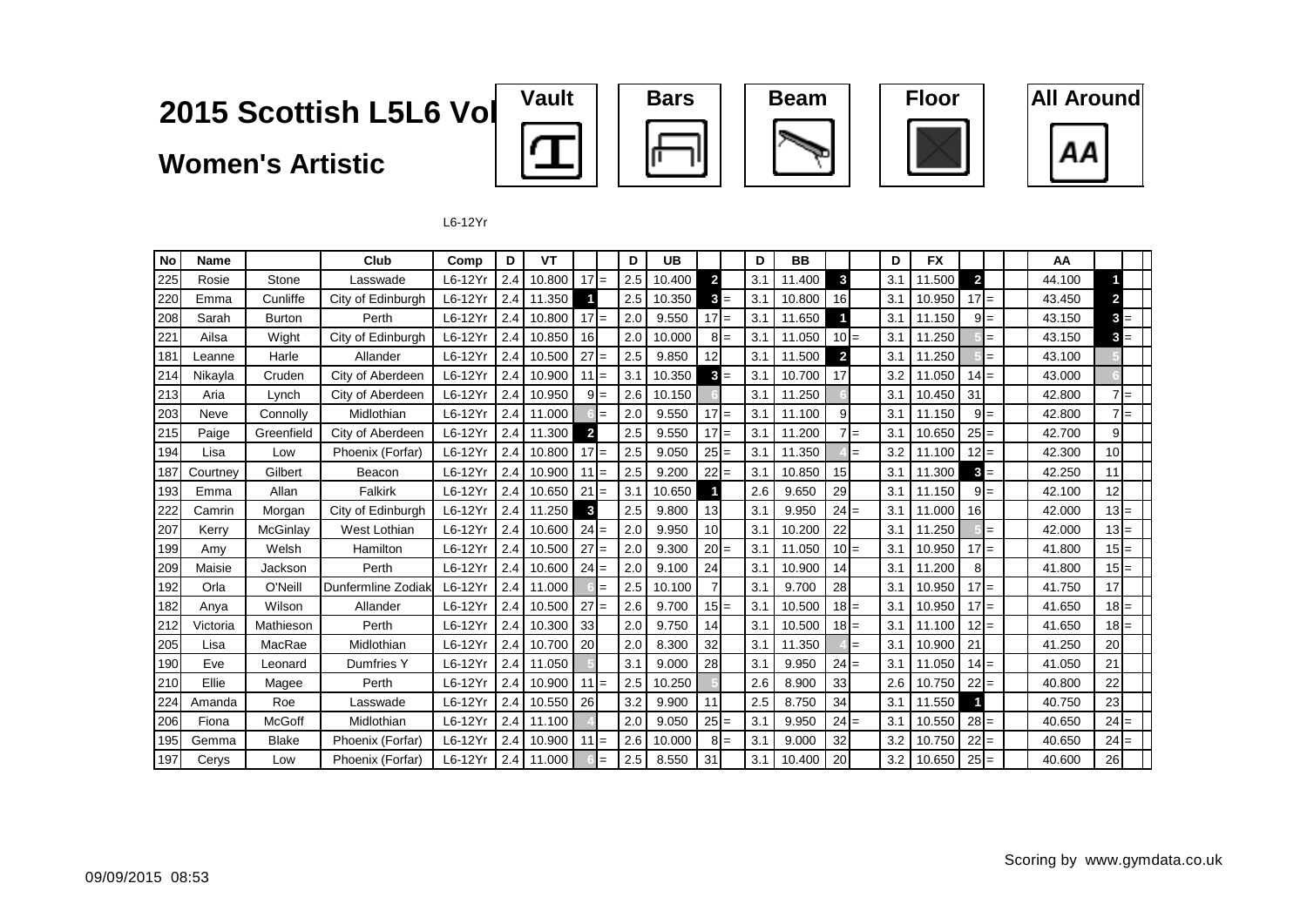# 2015 Scottish L5L6 Vol

## Women's Artistic

Vault | Bars | Beam | Floor | All Around

L6-12Yr

| No | Name | | Club | Comp | D | VT | | | D | UB | | | D | BB | | | D | FX | | | AA | | |
|---|---|---|---|---|---|---|---|---|---|---|---|---|---|---|---|---|---|---|---|---|---|---|---|
| 225 | Rosie | Stone | Lasswade | L6-12Yr | 2.4 | 10.800 | 17 | = | 2.5 | 10.400 | 2 | | 3.1 | 11.400 | 3 | | 3.1 | 11.500 | 2 | | 44.100 | 1 | |
| 220 | Emma | Cunliffe | City of Edinburgh | L6-12Yr | 2.4 | 11.350 | 1 | | 2.5 | 10.350 | 3 | = | 3.1 | 10.800 | 16 | | 3.1 | 10.950 | 17 | = | 43.450 | 2 | |
| 208 | Sarah | Burton | Perth | L6-12Yr | 2.4 | 10.800 | 17 | = | 2.0 | 9.550 | 17 | = | 3.1 | 11.650 | 1 | | 3.1 | 11.150 | 9 | = | 43.150 | 3 | = |
| 221 | Ailsa | Wight | City of Edinburgh | L6-12Yr | 2.4 | 10.850 | 16 | | 2.0 | 10.000 | 8 | = | 3.1 | 11.050 | 10 | = | 3.1 | 11.250 | 5 | = | 43.150 | 3 | = |
| 181 | Leanne | Harle | Allander | L6-12Yr | 2.4 | 10.500 | 27 | = | 2.5 | 9.850 | 12 | | 3.1 | 11.500 | 2 | | 3.1 | 11.250 | 5 | = | 43.100 | 5 | |
| 214 | Nikayla | Cruden | City of Aberdeen | L6-12Yr | 2.4 | 10.900 | 11 | = | 3.1 | 10.350 | 3 | = | 3.1 | 10.700 | 17 | | 3.2 | 11.050 | 14 | = | 43.000 | 6 | |
| 213 | Aria | Lynch | City of Aberdeen | L6-12Yr | 2.4 | 10.950 | 9 | = | 2.6 | 10.150 | 6 | | 3.1 | 11.250 | 6 | | 3.1 | 10.450 | 31 | | 42.800 | 7 | = |
| 203 | Neve | Connolly | Midlothian | L6-12Yr | 2.4 | 11.000 | 6 | = | 2.0 | 9.550 | 17 | = | 3.1 | 11.100 | 9 | | 3.1 | 11.150 | 9 | = | 42.800 | 7 | = |
| 215 | Paige | Greenfield | City of Aberdeen | L6-12Yr | 2.4 | 11.300 | 2 | | 2.5 | 9.550 | 17 | = | 3.1 | 11.200 | 7 | = | 3.1 | 10.650 | 25 | = | 42.700 | 9 | |
| 194 | Lisa | Low | Phoenix (Forfar) | L6-12Yr | 2.4 | 10.800 | 17 | = | 2.5 | 9.050 | 25 | = | 3.1 | 11.350 | 4 | = | 3.2 | 11.100 | 12 | = | 42.300 | 10 | |
| 187 | Courtney | Gilbert | Beacon | L6-12Yr | 2.4 | 10.900 | 11 | = | 2.5 | 9.200 | 22 | = | 3.1 | 10.850 | 15 | | 3.1 | 11.300 | 3 | = | 42.250 | 11 | |
| 193 | Emma | Allan | Falkirk | L6-12Yr | 2.4 | 10.650 | 21 | = | 3.1 | 10.650 | 1 | | 2.6 | 9.650 | 29 | | 3.1 | 11.150 | 9 | = | 42.100 | 12 | |
| 222 | Camrin | Morgan | City of Edinburgh | L6-12Yr | 2.4 | 11.250 | 3 | | 2.5 | 9.800 | 13 | | 3.1 | 9.950 | 24 | = | 3.1 | 11.000 | 16 | | 42.000 | 13 | = |
| 207 | Kerry | McGinlay | West Lothian | L6-12Yr | 2.4 | 10.600 | 24 | = | 2.0 | 9.950 | 10 | | 3.1 | 10.200 | 22 | | 3.1 | 11.250 | 5 | = | 42.000 | 13 | = |
| 199 | Amy | Welsh | Hamilton | L6-12Yr | 2.4 | 10.500 | 27 | = | 2.0 | 9.300 | 20 | = | 3.1 | 11.050 | 10 | = | 3.1 | 10.950 | 17 | = | 41.800 | 15 | = |
| 209 | Maisie | Jackson | Perth | L6-12Yr | 2.4 | 10.600 | 24 | = | 2.0 | 9.100 | 24 | | 3.1 | 10.900 | 14 | | 3.1 | 11.200 | 8 | | 41.800 | 15 | = |
| 192 | Orla | O'Neill | Dunfermline Zodiak | L6-12Yr | 2.4 | 11.000 | 6 | = | 2.5 | 10.100 | 7 | | 3.1 | 9.700 | 28 | | 3.1 | 10.950 | 17 | = | 41.750 | 17 | |
| 182 | Anya | Wilson | Allander | L6-12Yr | 2.4 | 10.500 | 27 | = | 2.6 | 9.700 | 15 | = | 3.1 | 10.500 | 18 | = | 3.1 | 10.950 | 17 | = | 41.650 | 18 | = |
| 212 | Victoria | Mathieson | Perth | L6-12Yr | 2.4 | 10.300 | 33 | | 2.0 | 9.750 | 14 | | 3.1 | 10.500 | 18 | = | 3.1 | 11.100 | 12 | = | 41.650 | 18 | = |
| 205 | Lisa | MacRae | Midlothian | L6-12Yr | 2.4 | 10.700 | 20 | | 2.0 | 8.300 | 32 | | 3.1 | 11.350 | 4 | = | 3.1 | 10.900 | 21 | | 41.250 | 20 | |
| 190 | Eve | Leonard | Dumfries Y | L6-12Yr | 2.4 | 11.050 | 5 | | 3.1 | 9.000 | 28 | | 3.1 | 9.950 | 24 | = | 3.1 | 11.050 | 14 | = | 41.050 | 21 | |
| 210 | Ellie | Magee | Perth | L6-12Yr | 2.4 | 10.900 | 11 | = | 2.5 | 10.250 | 5 | | 2.6 | 8.900 | 33 | | 2.6 | 10.750 | 22 | = | 40.800 | 22 | |
| 224 | Amanda | Roe | Lasswade | L6-12Yr | 2.4 | 10.550 | 26 | | 3.2 | 9.900 | 11 | | 2.5 | 8.750 | 34 | | 3.1 | 11.550 | 1 | | 40.750 | 23 | |
| 206 | Fiona | McGoff | Midlothian | L6-12Yr | 2.4 | 11.100 | 4 | | 2.0 | 9.050 | 25 | = | 3.1 | 9.950 | 24 | = | 3.1 | 10.550 | 28 | = | 40.650 | 24 | = |
| 195 | Gemma | Blake | Phoenix (Forfar) | L6-12Yr | 2.4 | 10.900 | 11 | = | 2.6 | 10.000 | 8 | = | 3.1 | 9.000 | 32 | | 3.2 | 10.750 | 22 | = | 40.650 | 24 | = |
| 197 | Cerys | Low | Phoenix (Forfar) | L6-12Yr | 2.4 | 11.000 | 6 | = | 2.5 | 8.550 | 31 | | 3.1 | 10.400 | 20 | | 3.2 | 10.650 | 25 | = | 40.600 | 26 | |

09/09/2015 08:53

Scoring by www.gymdata.co.uk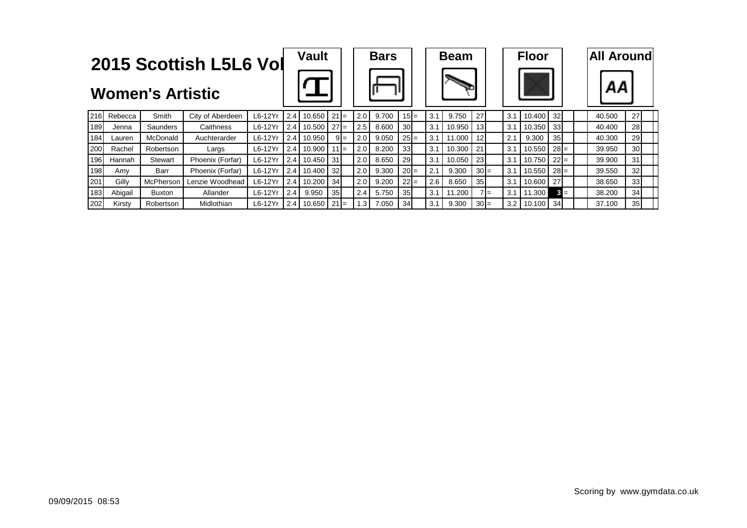# 2015 Scottish L5L6 Vol

## Women's Artistic

| | | | | | Vault | | | | Bars | | | | Beam | | | | Floor | | | | All Around | | |
|---|---|---|---|---|---|---|---|---|---|---|---|---|---|---|---|---|---|---|---|---|---|---|---|
| 216 | Rebecca | Smith | City of Aberdeen | L6-12Yr | 2.4 | 10.650 | 21 | = | 2.0 | 9.700 | 15 | = | 3.1 | 9.750 | 27 | | 3.1 | 10.400 | 32 | | 40.500 | 27 | |
| 189 | Jenna | Saunders | Caithness | L6-12Yr | 2.4 | 10.500 | 27 | = | 2.5 | 8.600 | 30 | | 3.1 | 10.950 | 13 | | 3.1 | 10.350 | 33 | | 40.400 | 28 | |
| 184 | Lauren | McDonald | Auchterarder | L6-12Yr | 2.4 | 10.950 | 9 | = | 2.0 | 9.050 | 25 | = | 3.1 | 11.000 | 12 | | 2.1 | 9.300 | 35 | | 40.300 | 29 | |
| 200 | Rachel | Robertson | Largs | L6-12Yr | 2.4 | 10.900 | 11 | = | 2.0 | 8.200 | 33 | | 3.1 | 10.300 | 21 | | 3.1 | 10.550 | 28 | = | 39.950 | 30 | |
| 196 | Hannah | Stewart | Phoenix (Forfar) | L6-12Yr | 2.4 | 10.450 | 31 | | 2.0 | 8.650 | 29 | | 3.1 | 10.050 | 23 | | 3.1 | 10.750 | 22 | = | 39.900 | 31 | |
| 198 | Amy | Barr | Phoenix (Forfar) | L6-12Yr | 2.4 | 10.400 | 32 | | 2.0 | 9.300 | 20 | = | 2.1 | 9.300 | 30 | = | 3.1 | 10.550 | 28 | = | 39.550 | 32 | |
| 201 | Gilly | McPherson | Lenzie Woodhead | L6-12Yr | 2.4 | 10.200 | 34 | | 2.0 | 9.200 | 22 | = | 2.6 | 8.650 | 35 | | 3.1 | 10.600 | 27 | | 38.650 | 33 | |
| 183 | Abigail | Buxton | Allander | L6-12Yr | 2.4 | 9.950 | 35 | | 2.4 | 5.750 | 35 | | 3.1 | 11.200 | 7 | = | 3.1 | 11.300 | 3 | = | 38.200 | 34 | |
| 202 | Kirsty | Robertson | Midlothian | L6-12Yr | 2.4 | 10.650 | 21 | = | 1.3 | 7.050 | 34 | | 3.1 | 9.300 | 30 | = | 3.2 | 10.100 | 34 | | 37.100 | 35 | |

09/09/2015 08:53

Scoring by www.gymdata.co.uk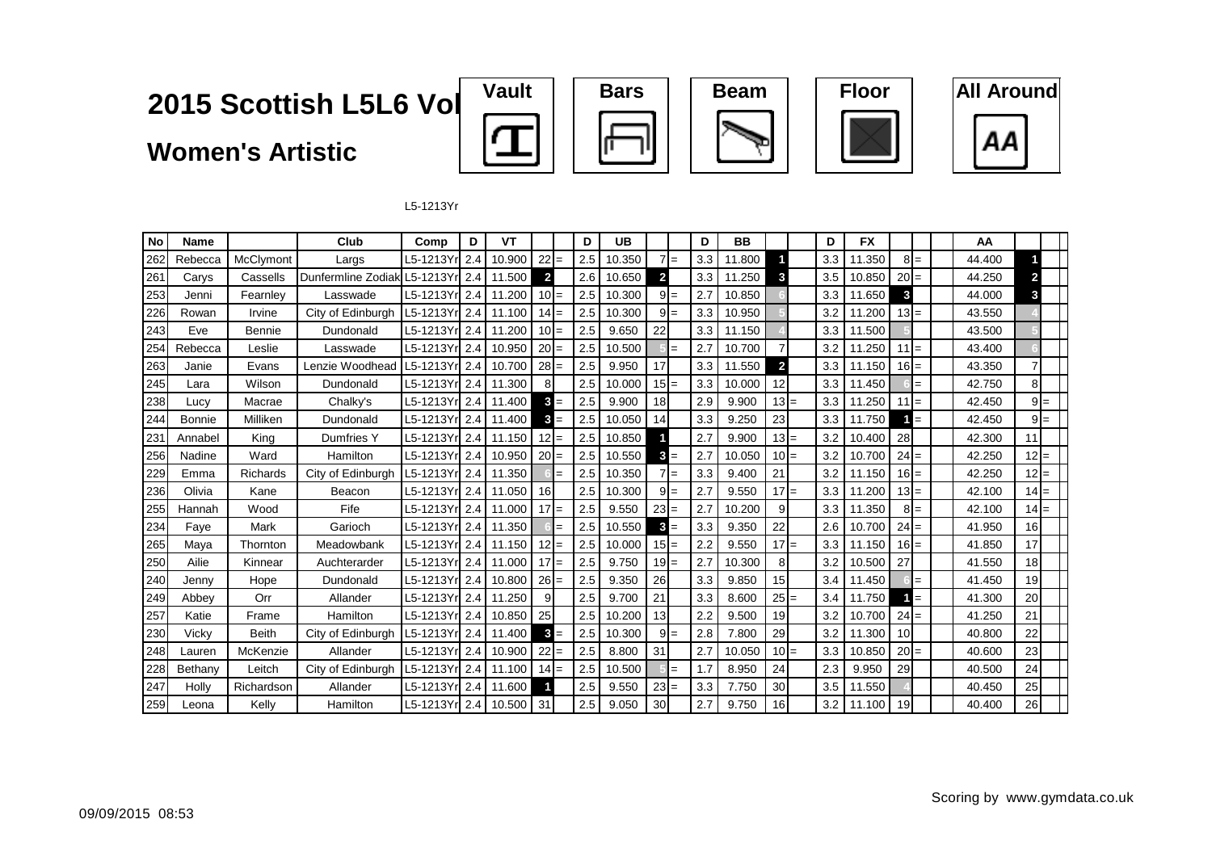# 2015 Scottish L5L6 Vol

## Women's Artistic

Vault | Bars | Beam | Floor | All Around

L5-1213Yr

| No | Name | | Club | Comp | D | VT | | | D | UB | | | D | BB | | | D | FX | | | AA | | |
|---|---|---|---|---|---|---|---|---|---|---|---|---|---|---|---|---|---|---|---|---|---|---|---|
| 262 | Rebecca | McClymont | Largs | L5-1213Yr | 2.4 | 10.900 | 22 | = | 2.5 | 10.350 | 7 | = | 3.3 | 11.800 | 1 | | 3.3 | 11.350 | 8 | = | 44.400 | 1 | |
| 261 | Carys | Cassells | Dunfermline Zodiak | L5-1213Yr | 2.4 | 11.500 | 2 | | 2.6 | 10.650 | 2 | | 3.3 | 11.250 | 3 | | 3.5 | 10.850 | 20 | = | 44.250 | 2 | |
| 253 | Jenni | Fearnley | Lasswade | L5-1213Yr | 2.4 | 11.200 | 10 | = | 2.5 | 10.300 | 9 | = | 2.7 | 10.850 | 6 | | 3.3 | 11.650 | 3 | | 44.000 | 3 | |
| 226 | Rowan | Irvine | City of Edinburgh | L5-1213Yr | 2.4 | 11.100 | 14 | = | 2.5 | 10.300 | 9 | = | 3.3 | 10.950 | 5 | | 3.2 | 11.200 | 13 | = | 43.550 | 4 | |
| 243 | Eve | Bennie | Dundonald | L5-1213Yr | 2.4 | 11.200 | 10 | = | 2.5 | 9.650 | 22 | | 3.3 | 11.150 | 4 | | 3.3 | 11.500 | 5 | | 43.500 | 5 | |
| 254 | Rebecca | Leslie | Lasswade | L5-1213Yr | 2.4 | 10.950 | 20 | = | 2.5 | 10.500 | 5 | = | 2.7 | 10.700 | 7 | | 3.2 | 11.250 | 11 | = | 43.400 | 6 | |
| 263 | Janie | Evans | Lenzie Woodhead | L5-1213Yr | 2.4 | 10.700 | 28 | = | 2.5 | 9.950 | 17 | | 3.3 | 11.550 | 2 | | 3.3 | 11.150 | 16 | = | 43.350 | 7 | |
| 245 | Lara | Wilson | Dundonald | L5-1213Yr | 2.4 | 11.300 | 8 | | 2.5 | 10.000 | 15 | = | 3.3 | 10.000 | 12 | | 3.3 | 11.450 | 6 | = | 42.750 | 8 | |
| 238 | Lucy | Macrae | Chalky's | L5-1213Yr | 2.4 | 11.400 | 3 | = | 2.5 | 9.900 | 18 | | 2.9 | 9.900 | 13 | = | 3.3 | 11.250 | 11 | = | 42.450 | 9 | = |
| 244 | Bonnie | Milliken | Dundonald | L5-1213Yr | 2.4 | 11.400 | 3 | = | 2.5 | 10.050 | 14 | | 3.3 | 9.250 | 23 | | 3.3 | 11.750 | 1 | = | 42.450 | 9 | = |
| 231 | Annabel | King | Dumfries Y | L5-1213Yr | 2.4 | 11.150 | 12 | = | 2.5 | 10.850 | 1 | | 2.7 | 9.900 | 13 | = | 3.2 | 10.400 | 28 | | 42.300 | 11 | |
| 256 | Nadine | Ward | Hamilton | L5-1213Yr | 2.4 | 10.950 | 20 | = | 2.5 | 10.550 | 3 | = | 2.7 | 10.050 | 10 | = | 3.2 | 10.700 | 24 | = | 42.250 | 12 | = |
| 229 | Emma | Richards | City of Edinburgh | L5-1213Yr | 2.4 | 11.350 | 6 | = | 2.5 | 10.350 | 7 | = | 3.3 | 9.400 | 21 | | 3.2 | 11.150 | 16 | = | 42.250 | 12 | = |
| 236 | Olivia | Kane | Beacon | L5-1213Yr | 2.4 | 11.050 | 16 | | 2.5 | 10.300 | 9 | = | 2.7 | 9.550 | 17 | = | 3.3 | 11.200 | 13 | = | 42.100 | 14 | = |
| 255 | Hannah | Wood | Fife | L5-1213Yr | 2.4 | 11.000 | 17 | = | 2.5 | 9.550 | 23 | = | 2.7 | 10.200 | 9 | | 3.3 | 11.350 | 8 | = | 42.100 | 14 | = |
| 234 | Faye | Mark | Garioch | L5-1213Yr | 2.4 | 11.350 | 6 | = | 2.5 | 10.550 | 3 | = | 3.3 | 9.350 | 22 | | 2.6 | 10.700 | 24 | = | 41.950 | 16 | |
| 265 | Maya | Thornton | Meadowbank | L5-1213Yr | 2.4 | 11.150 | 12 | = | 2.5 | 10.000 | 15 | = | 2.2 | 9.550 | 17 | = | 3.3 | 11.150 | 16 | = | 41.850 | 17 | |
| 250 | Ailie | Kinnear | Auchterarder | L5-1213Yr | 2.4 | 11.000 | 17 | = | 2.5 | 9.750 | 19 | = | 2.7 | 10.300 | 8 | | 3.2 | 10.500 | 27 | | 41.550 | 18 | |
| 240 | Jenny | Hope | Dundonald | L5-1213Yr | 2.4 | 10.800 | 26 | = | 2.5 | 9.350 | 26 | | 3.3 | 9.850 | 15 | | 3.4 | 11.450 | 6 | = | 41.450 | 19 | |
| 249 | Abbey | Orr | Allander | L5-1213Yr | 2.4 | 11.250 | 9 | | 2.5 | 9.700 | 21 | | 3.3 | 8.600 | 25 | = | 3.4 | 11.750 | 1 | = | 41.300 | 20 | |
| 257 | Katie | Frame | Hamilton | L5-1213Yr | 2.4 | 10.850 | 25 | | 2.5 | 10.200 | 13 | | 2.2 | 9.500 | 19 | | 3.2 | 10.700 | 24 | = | 41.250 | 21 | |
| 230 | Vicky | Beith | City of Edinburgh | L5-1213Yr | 2.4 | 11.400 | 3 | = | 2.5 | 10.300 | 9 | = | 2.8 | 7.800 | 29 | | 3.2 | 11.300 | 10 | | 40.800 | 22 | |
| 248 | Lauren | McKenzie | Allander | L5-1213Yr | 2.4 | 10.900 | 22 | = | 2.5 | 8.800 | 31 | | 2.7 | 10.050 | 10 | = | 3.3 | 10.850 | 20 | = | 40.600 | 23 | |
| 228 | Bethany | Leitch | City of Edinburgh | L5-1213Yr | 2.4 | 11.100 | 14 | = | 2.5 | 10.500 | 5 | = | 1.7 | 8.950 | 24 | | 2.3 | 9.950 | 29 | | 40.500 | 24 | |
| 247 | Holly | Richardson | Allander | L5-1213Yr | 2.4 | 11.600 | 1 | | 2.5 | 9.550 | 23 | = | 3.3 | 7.750 | 30 | | 3.5 | 11.550 | 4 | | 40.450 | 25 | |
| 259 | Leona | Kelly | Hamilton | L5-1213Yr | 2.4 | 10.500 | 31 | | 2.5 | 9.050 | 30 | | 2.7 | 9.750 | 16 | | 3.2 | 11.100 | 19 | | 40.400 | 26 | |

09/09/2015 08:53

Scoring by www.gymdata.co.uk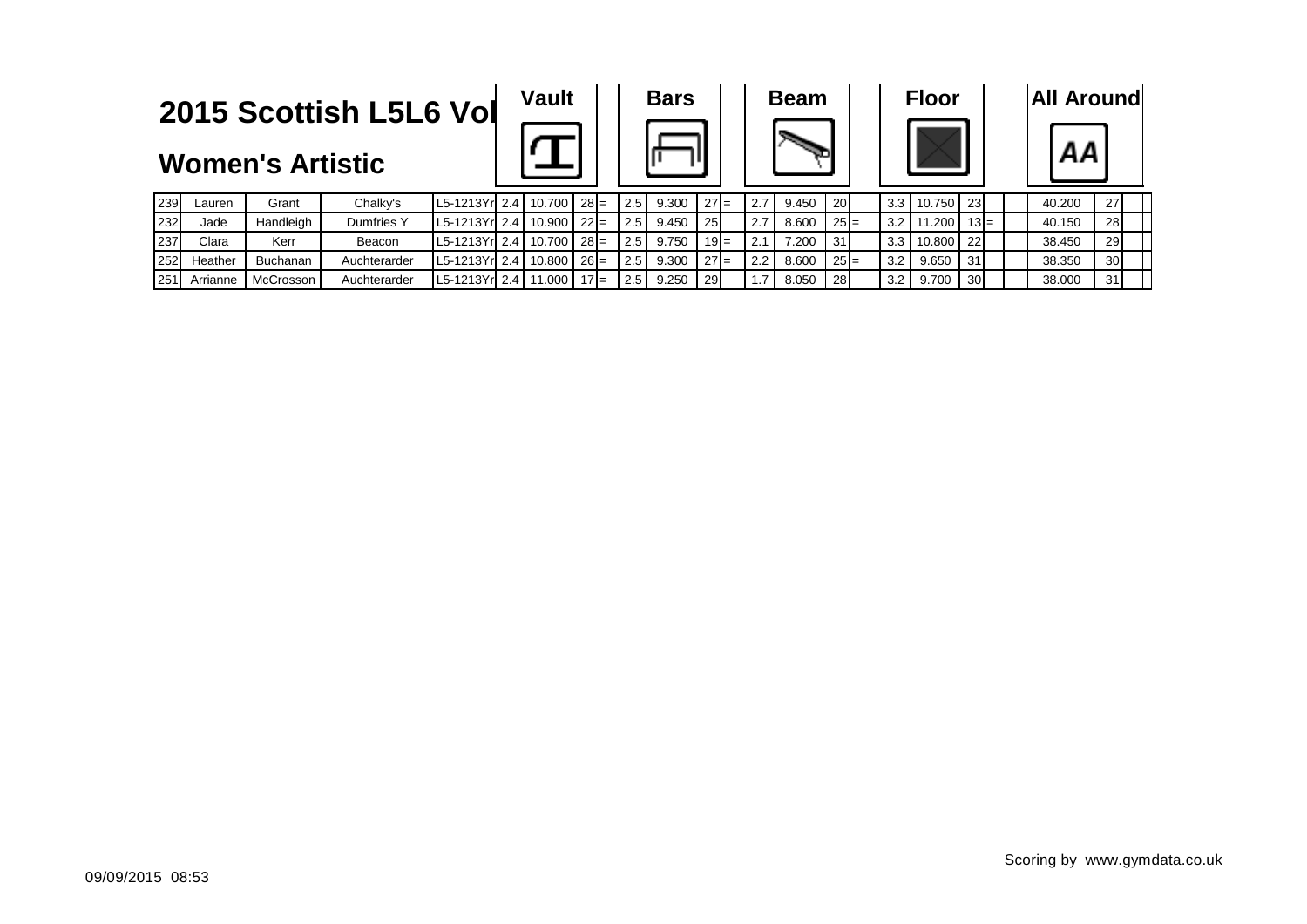# 2015 Scottish L5L6 Vol

## Women's Artistic

| No. | First Name | Surname | Club | Category | Vault D | Vault Score | Vault Rank | | Bars D | Bars Score | Bars Rank | | Beam D | Beam Score | Beam Rank | | Floor D | Floor Score | Floor Rank | | | All Around | AA Rank | | |
|---|---|---|---|---|---|---|---|---|---|---|---|---|---|---|---|---|---|---|---|---|---|---|---|---|---|
| 239 | Lauren | Grant | Chalky's | L5-1213Yr | 2.4 | 10.700 | 28 | = | 2.5 | 9.300 | 27 | = | 2.7 | 9.450 | 20 | | 3.3 | 10.750 | 23 | | | 40.200 | 27 | | |
| 232 | Jade | Handleigh | Dumfries Y | L5-1213Yr | 2.4 | 10.900 | 22 | = | 2.5 | 9.450 | 25 | | 2.7 | 8.600 | 25 | = | 3.2 | 11.200 | 13 | = | | 40.150 | 28 | | |
| 237 | Clara | Kerr | Beacon | L5-1213Yr | 2.4 | 10.700 | 28 | = | 2.5 | 9.750 | 19 | = | 2.1 | 7.200 | 31 | | 3.3 | 10.800 | 22 | | | 38.450 | 29 | | |
| 252 | Heather | Buchanan | Auchterarder | L5-1213Yr | 2.4 | 10.800 | 26 | = | 2.5 | 9.300 | 27 | = | 2.2 | 8.600 | 25 | = | 3.2 | 9.650 | 31 | | | 38.350 | 30 | | |
| 251 | Arrianne | McCrosson | Auchterarder | L5-1213Yr | 2.4 | 11.000 | 17 | = | 2.5 | 9.250 | 29 | | 1.7 | 8.050 | 28 | | 3.2 | 9.700 | 30 | | | 38.000 | 31 | | |

09/09/2015 08:53

Scoring by www.gymdata.co.uk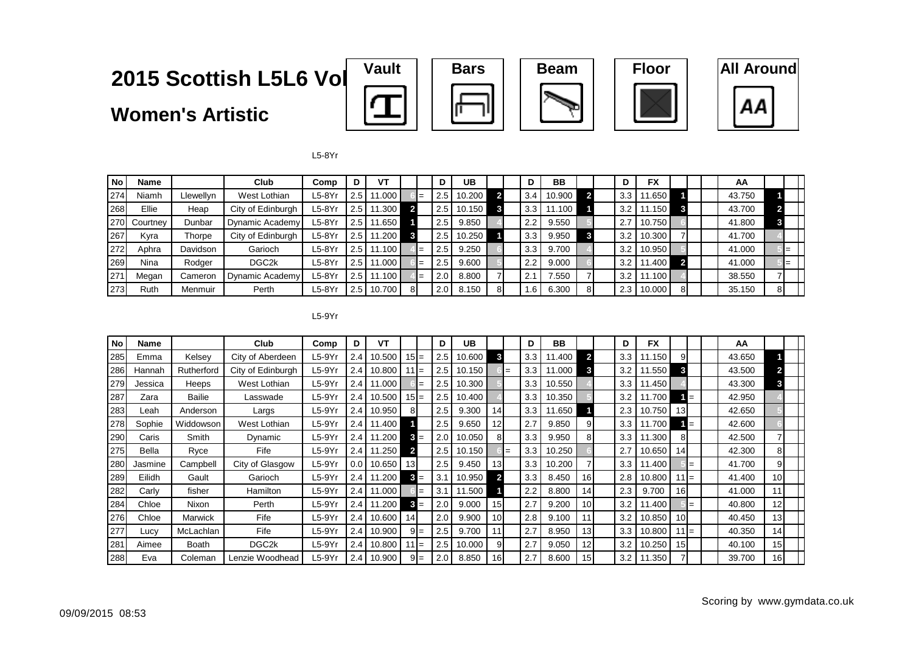# 2015 Scottish L5L6 Vol

## Women's Artistic

Vault | Bars | Beam | Floor | All Around

L5-8Yr

| No | Name | | Club | Comp | D | VT | | | D | UB | | | D | BB | | | D | FX | | | AA | | | |
|---|---|---|---|---|---|---|---|---|---|---|---|---|---|---|---|---|---|---|---|---|---|---|---|---|
| 274 | Niamh | Llewellyn | West Lothian | L5-8Yr | 2.5 | 11.000 | 6 | = | 2.5 | 10.200 | 2 | | 3.4 | 10.900 | 2 | | 3.3 | 11.650 | 1 | | 43.750 | 1 | | |
| 268 | Ellie | Heap | City of Edinburgh | L5-8Yr | 2.5 | 11.300 | 2 | | 2.5 | 10.150 | 3 | | 3.3 | 11.100 | 1 | | 3.2 | 11.150 | 3 | | 43.700 | 2 | | |
| 270 | Courtney | Dunbar | Dynamic Academy | L5-8Yr | 2.5 | 11.650 | 1 | | 2.5 | 9.850 | 4 | | 2.2 | 9.550 | 5 | | 2.7 | 10.750 | 6 | | 41.800 | 3 | | |
| 267 | Kyra | Thorpe | City of Edinburgh | L5-8Yr | 2.5 | 11.200 | 3 | | 2.5 | 10.250 | 1 | | 3.3 | 9.950 | 3 | | 3.2 | 10.300 | 7 | | 41.700 | 4 | | |
| 272 | Aphra | Davidson | Garioch | L5-8Yr | 2.5 | 11.100 | 4 | = | 2.5 | 9.250 | 6 | | 3.3 | 9.700 | 4 | | 3.2 | 10.950 | 5 | | 41.000 | 5 | = | |
| 269 | Nina | Rodger | DGC2k | L5-8Yr | 2.5 | 11.000 | 6 | = | 2.5 | 9.600 | 5 | | 2.2 | 9.000 | 6 | | 3.2 | 11.400 | 2 | | 41.000 | 5 | = | |
| 271 | Megan | Cameron | Dynamic Academy | L5-8Yr | 2.5 | 11.100 | 4 | = | 2.0 | 8.800 | 7 | | 2.1 | 7.550 | 7 | | 3.2 | 11.100 | 4 | | 38.550 | 7 | | |
| 273 | Ruth | Menmuir | Perth | L5-8Yr | 2.5 | 10.700 | 8 | | 2.0 | 8.150 | 8 | | 1.6 | 6.300 | 8 | | 2.3 | 10.000 | 8 | | 35.150 | 8 | | |

L5-9Yr

| No | Name | | Club | Comp | D | VT | | | D | UB | | | D | BB | | | D | FX | | | AA | | | |
|---|---|---|---|---|---|---|---|---|---|---|---|---|---|---|---|---|---|---|---|---|---|---|---|---|
| 285 | Emma | Kelsey | City of Aberdeen | L5-9Yr | 2.4 | 10.500 | 15 | = | 2.5 | 10.600 | 3 | | 3.3 | 11.400 | 2 | | 3.3 | 11.150 | 9 | | 43.650 | 1 | | |
| 286 | Hannah | Rutherford | City of Edinburgh | L5-9Yr | 2.4 | 10.800 | 11 | = | 2.5 | 10.150 | 6 | = | 3.3 | 11.000 | 3 | | 3.2 | 11.550 | 3 | | 43.500 | 2 | | |
| 279 | Jessica | Heeps | West Lothian | L5-9Yr | 2.4 | 11.000 | 6 | = | 2.5 | 10.300 | 5 | | 3.3 | 10.550 | 4 | | 3.3 | 11.450 | 4 | | 43.300 | 3 | | |
| 287 | Zara | Bailie | Lasswade | L5-9Yr | 2.4 | 10.500 | 15 | = | 2.5 | 10.400 | 4 | | 3.3 | 10.350 | 5 | | 3.2 | 11.700 | 1 | = | 42.950 | 4 | | |
| 283 | Leah | Anderson | Largs | L5-9Yr | 2.4 | 10.950 | 8 | | 2.5 | 9.300 | 14 | | 3.3 | 11.650 | 1 | | 2.3 | 10.750 | 13 | | 42.650 | 5 | | |
| 278 | Sophie | Widdowson | West Lothian | L5-9Yr | 2.4 | 11.400 | 1 | | 2.5 | 9.650 | 12 | | 2.7 | 9.850 | 9 | | 3.3 | 11.700 | 1 | = | 42.600 | 6 | | |
| 290 | Caris | Smith | Dynamic | L5-9Yr | 2.4 | 11.200 | 3 | = | 2.0 | 10.050 | 8 | | 3.3 | 9.950 | 8 | | 3.3 | 11.300 | 8 | | 42.500 | 7 | | |
| 275 | Bella | Ryce | Fife | L5-9Yr | 2.4 | 11.250 | 2 | | 2.5 | 10.150 | 6 | = | 3.3 | 10.250 | 6 | | 2.7 | 10.650 | 14 | | 42.300 | 8 | | |
| 280 | Jasmine | Campbell | City of Glasgow | L5-9Yr | 0.0 | 10.650 | 13 | | 2.5 | 9.450 | 13 | | 3.3 | 10.200 | 7 | | 3.3 | 11.400 | 5 | = | 41.700 | 9 | | |
| 289 | Eilidh | Gault | Garioch | L5-9Yr | 2.4 | 11.200 | 3 | = | 3.1 | 10.950 | 2 | | 3.3 | 8.450 | 16 | | 2.8 | 10.800 | 11 | = | 41.400 | 10 | | |
| 282 | Carly | fisher | Hamilton | L5-9Yr | 2.4 | 11.000 | 6 | = | 3.1 | 11.500 | 1 | | 2.2 | 8.800 | 14 | | 2.3 | 9.700 | 16 | | 41.000 | 11 | | |
| 284 | Chloe | Nixon | Perth | L5-9Yr | 2.4 | 11.200 | 3 | = | 2.0 | 9.000 | 15 | | 2.7 | 9.200 | 10 | | 3.2 | 11.400 | 5 | = | 40.800 | 12 | | |
| 276 | Chloe | Marwick | Fife | L5-9Yr | 2.4 | 10.600 | 14 | | 2.0 | 9.900 | 10 | | 2.8 | 9.100 | 11 | | 3.2 | 10.850 | 10 | | 40.450 | 13 | | |
| 277 | Lucy | McLachlan | Fife | L5-9Yr | 2.4 | 10.900 | 9 | = | 2.5 | 9.700 | 11 | | 2.7 | 8.950 | 13 | | 3.3 | 10.800 | 11 | = | 40.350 | 14 | | |
| 281 | Aimee | Boath | DGC2k | L5-9Yr | 2.4 | 10.800 | 11 | = | 2.5 | 10.000 | 9 | | 2.7 | 9.050 | 12 | | 3.2 | 10.250 | 15 | | 40.100 | 15 | | |
| 288 | Eva | Coleman | Lenzie Woodhead | L5-9Yr | 2.4 | 10.900 | 9 | = | 2.0 | 8.850 | 16 | | 2.7 | 8.600 | 15 | | 3.2 | 11.350 | 7 | | 39.700 | 16 | | |

09/09/2015 08:53

Scoring by www.gymdata.co.uk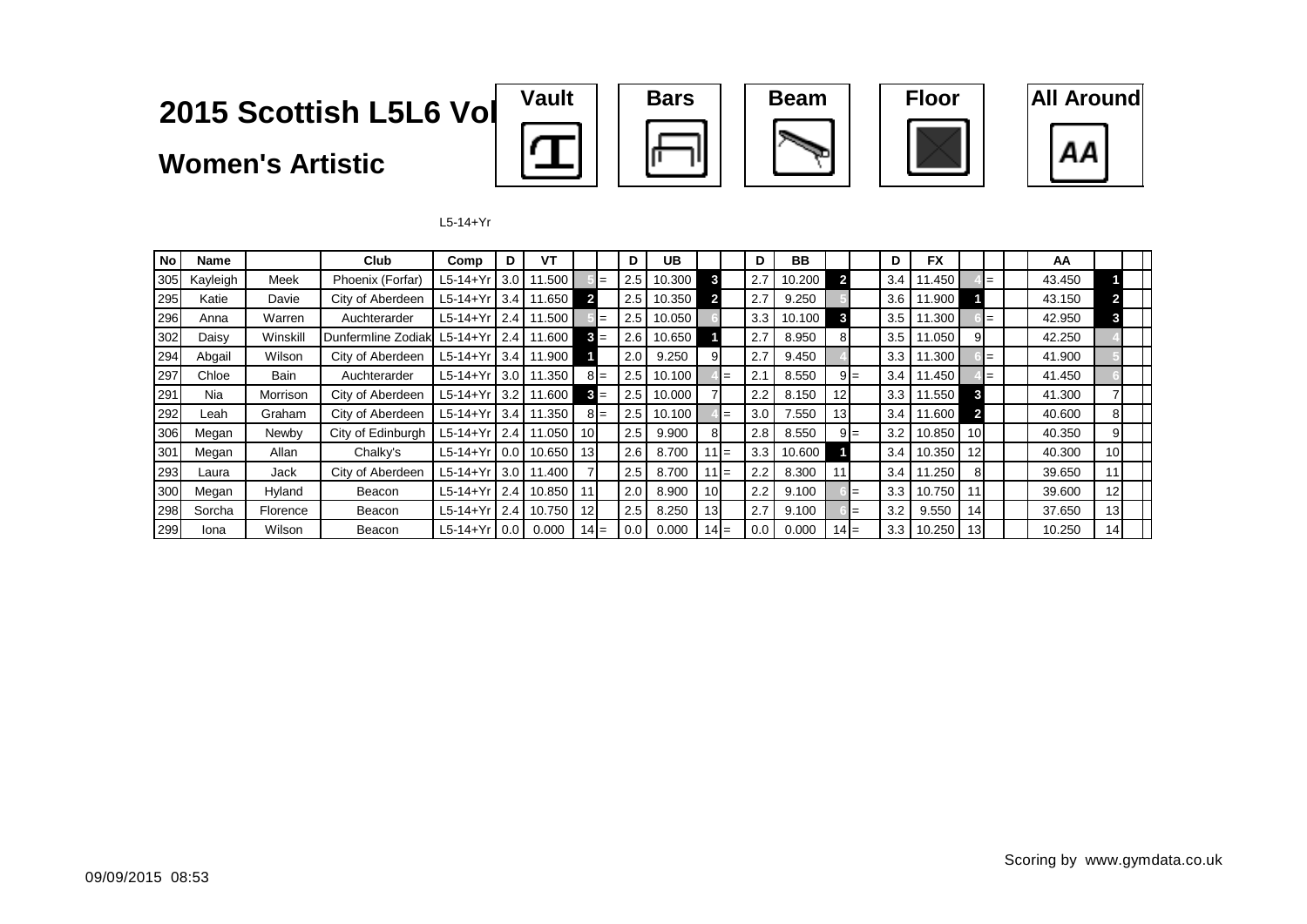# 2015 Scottish L5L6 Vol

## Women's Artistic

Vault | Bars | Beam | Floor | All Around

L5-14+Yr

| No | Name | | Club | Comp | D | VT | | | D | UB | | | D | BB | | | D | FX | | | | AA | | | |
|---|---|---|---|---|---|---|---|---|---|---|---|---|---|---|---|---|---|---|---|---|---|---|---|---|---|
| 305 | Kayleigh | Meek | Phoenix (Forfar) | L5-14+Yr | 3.0 | 11.500 | 5 | = | 2.5 | 10.300 | 3 | | 2.7 | 10.200 | 2 | | 3.4 | 11.450 | 4 | = | | 43.450 | 1 | | |
| 295 | Katie | Davie | City of Aberdeen | L5-14+Yr | 3.4 | 11.650 | 2 | | 2.5 | 10.350 | 2 | | 2.7 | 9.250 | 5 | | 3.6 | 11.900 | 1 | | | 43.150 | 2 | | |
| 296 | Anna | Warren | Auchterarder | L5-14+Yr | 2.4 | 11.500 | 5 | = | 2.5 | 10.050 | 6 | | 3.3 | 10.100 | 3 | | 3.5 | 11.300 | 6 | = | | 42.950 | 3 | | |
| 302 | Daisy | Winskill | Dunfermline Zodiak | L5-14+Yr | 2.4 | 11.600 | 3 | = | 2.6 | 10.650 | 1 | | 2.7 | 8.950 | 8 | | 3.5 | 11.050 | 9 | | | 42.250 | 4 | | |
| 294 | Abgail | Wilson | City of Aberdeen | L5-14+Yr | 3.4 | 11.900 | 1 | | 2.0 | 9.250 | 9 | | 2.7 | 9.450 | 4 | | 3.3 | 11.300 | 6 | = | | 41.900 | 5 | | |
| 297 | Chloe | Bain | Auchterarder | L5-14+Yr | 3.0 | 11.350 | 8 | = | 2.5 | 10.100 | 4 | = | 2.1 | 8.550 | 9 | = | 3.4 | 11.450 | 4 | = | | 41.450 | 6 | | |
| 291 | Nia | Morrison | City of Aberdeen | L5-14+Yr | 3.2 | 11.600 | 3 | = | 2.5 | 10.000 | 7 | | 2.2 | 8.150 | 12 | | 3.3 | 11.550 | 3 | | | 41.300 | 7 | | |
| 292 | Leah | Graham | City of Aberdeen | L5-14+Yr | 3.4 | 11.350 | 8 | = | 2.5 | 10.100 | 4 | = | 3.0 | 7.550 | 13 | | 3.4 | 11.600 | 2 | | | 40.600 | 8 | | |
| 306 | Megan | Newby | City of Edinburgh | L5-14+Yr | 2.4 | 11.050 | 10 | | 2.5 | 9.900 | 8 | | 2.8 | 8.550 | 9 | = | 3.2 | 10.850 | 10 | | | 40.350 | 9 | | |
| 301 | Megan | Allan | Chalky's | L5-14+Yr | 0.0 | 10.650 | 13 | | 2.6 | 8.700 | 11 | = | 3.3 | 10.600 | 1 | | 3.4 | 10.350 | 12 | | | 40.300 | 10 | | |
| 293 | Laura | Jack | City of Aberdeen | L5-14+Yr | 3.0 | 11.400 | 7 | | 2.5 | 8.700 | 11 | = | 2.2 | 8.300 | 11 | | 3.4 | 11.250 | 8 | | | 39.650 | 11 | | |
| 300 | Megan | Hyland | Beacon | L5-14+Yr | 2.4 | 10.850 | 11 | | 2.0 | 8.900 | 10 | | 2.2 | 9.100 | 6 | = | 3.3 | 10.750 | 11 | | | 39.600 | 12 | | |
| 298 | Sorcha | Florence | Beacon | L5-14+Yr | 2.4 | 10.750 | 12 | | 2.5 | 8.250 | 13 | | 2.7 | 9.100 | 6 | = | 3.2 | 9.550 | 14 | | | 37.650 | 13 | | |
| 299 | Iona | Wilson | Beacon | L5-14+Yr | 0.0 | 0.000 | 14 | = | 0.0 | 0.000 | 14 | = | 0.0 | 0.000 | 14 | = | 3.3 | 10.250 | 13 | | | 10.250 | 14 | | |

09/09/2015 08:53

Scoring by www.gymdata.co.uk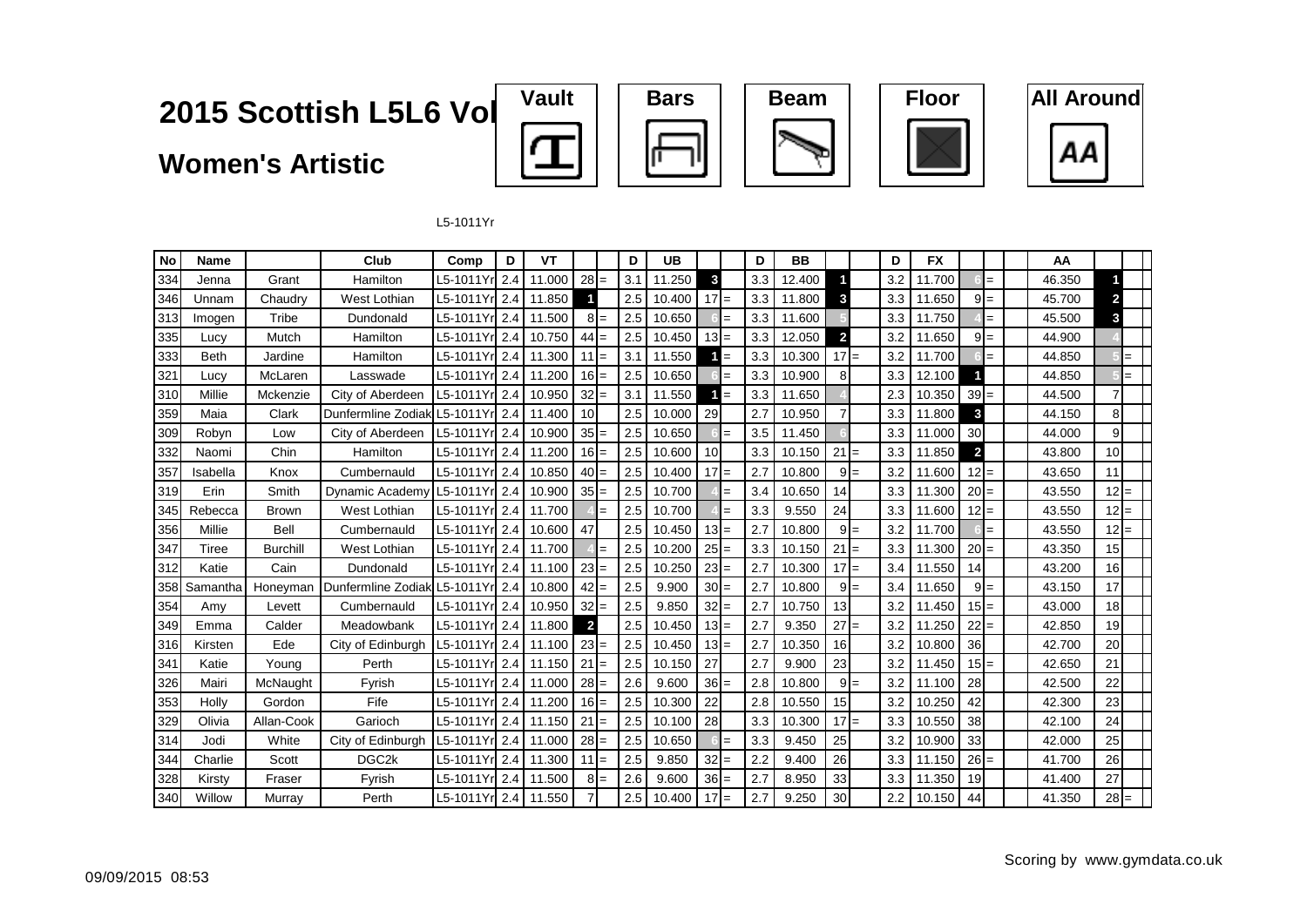# 2015 Scottish L5L6 Vol

## Women's Artistic

Vault | Bars | Beam | Floor | All Around

L5-1011Yr

| No | Name | | Club | Comp | D | VT | | | D | UB | | | D | BB | | | D | FX | | | AA | | |
|---|---|---|---|---|---|---|---|---|---|---|---|---|---|---|---|---|---|---|---|---|---|---|---|
| 334 | Jenna | Grant | Hamilton | L5-1011Yr | 2.4 | 11.000 | 28 | = | 3.1 | 11.250 | 3 | | 3.3 | 12.400 | 1 | | 3.2 | 11.700 | 6 | = | 46.350 | 1 | |
| 346 | Unnam | Chaudry | West Lothian | L5-1011Yr | 2.4 | 11.850 | 1 | | 2.5 | 10.400 | 17 | = | 3.3 | 11.800 | 3 | | 3.3 | 11.650 | 9 | = | 45.700 | 2 | |
| 313 | Imogen | Tribe | Dundonald | L5-1011Yr | 2.4 | 11.500 | 8 | = | 2.5 | 10.650 | 6 | = | 3.3 | 11.600 | 5 | | 3.3 | 11.750 | 4 | = | 45.500 | 3 | |
| 335 | Lucy | Mutch | Hamilton | L5-1011Yr | 2.4 | 10.750 | 44 | = | 2.5 | 10.450 | 13 | = | 3.3 | 12.050 | 2 | | 3.2 | 11.650 | 9 | = | 44.900 | 4 | |
| 333 | Beth | Jardine | Hamilton | L5-1011Yr | 2.4 | 11.300 | 11 | = | 3.1 | 11.550 | 1 | = | 3.3 | 10.300 | 17 | = | 3.2 | 11.700 | 6 | = | 44.850 | 5 | = |
| 321 | Lucy | McLaren | Lasswade | L5-1011Yr | 2.4 | 11.200 | 16 | = | 2.5 | 10.650 | 6 | = | 3.3 | 10.900 | 8 | | 3.3 | 12.100 | 1 | | 44.850 | 5 | = |
| 310 | Millie | Mckenzie | City of Aberdeen | L5-1011Yr | 2.4 | 10.950 | 32 | = | 3.1 | 11.550 | 1 | = | 3.3 | 11.650 | 4 | | 2.3 | 10.350 | 39 | = | 44.500 | 7 | |
| 359 | Maia | Clark | Dunfermline Zodiak | L5-1011Yr | 2.4 | 11.400 | 10 | | 2.5 | 10.000 | 29 | | 2.7 | 10.950 | 7 | | 3.3 | 11.800 | 3 | | 44.150 | 8 | |
| 309 | Robyn | Low | City of Aberdeen | L5-1011Yr | 2.4 | 10.900 | 35 | = | 2.5 | 10.650 | 6 | = | 3.5 | 11.450 | 6 | | 3.3 | 11.000 | 30 | | 44.000 | 9 | |
| 332 | Naomi | Chin | Hamilton | L5-1011Yr | 2.4 | 11.200 | 16 | = | 2.5 | 10.600 | 10 | | 3.3 | 10.150 | 21 | = | 3.3 | 11.850 | 2 | | 43.800 | 10 | |
| 357 | Isabella | Knox | Cumbernauld | L5-1011Yr | 2.4 | 10.850 | 40 | = | 2.5 | 10.400 | 17 | = | 2.7 | 10.800 | 9 | = | 3.2 | 11.600 | 12 | = | 43.650 | 11 | |
| 319 | Erin | Smith | Dynamic Academy | L5-1011Yr | 2.4 | 10.900 | 35 | = | 2.5 | 10.700 | 4 | = | 3.4 | 10.650 | 14 | | 3.3 | 11.300 | 20 | = | 43.550 | 12 | = |
| 345 | Rebecca | Brown | West Lothian | L5-1011Yr | 2.4 | 11.700 | 4 | = | 2.5 | 10.700 | 4 | = | 3.3 | 9.550 | 24 | | 3.3 | 11.600 | 12 | = | 43.550 | 12 | = |
| 356 | Millie | Bell | Cumbernauld | L5-1011Yr | 2.4 | 10.600 | 47 | | 2.5 | 10.450 | 13 | = | 2.7 | 10.800 | 9 | = | 3.2 | 11.700 | 6 | = | 43.550 | 12 | = |
| 347 | Tiree | Burchill | West Lothian | L5-1011Yr | 2.4 | 11.700 | 4 | = | 2.5 | 10.200 | 25 | = | 3.3 | 10.150 | 21 | = | 3.3 | 11.300 | 20 | = | 43.350 | 15 | |
| 312 | Katie | Cain | Dundonald | L5-1011Yr | 2.4 | 11.100 | 23 | = | 2.5 | 10.250 | 23 | = | 2.7 | 10.300 | 17 | = | 3.4 | 11.550 | 14 | | 43.200 | 16 | |
| 358 | Samantha | Honeyman | Dunfermline Zodiak | L5-1011Yr | 2.4 | 10.800 | 42 | = | 2.5 | 9.900 | 30 | = | 2.7 | 10.800 | 9 | = | 3.4 | 11.650 | 9 | = | 43.150 | 17 | |
| 354 | Amy | Levett | Cumbernauld | L5-1011Yr | 2.4 | 10.950 | 32 | = | 2.5 | 9.850 | 32 | = | 2.7 | 10.750 | 13 | | 3.2 | 11.450 | 15 | = | 43.000 | 18 | |
| 349 | Emma | Calder | Meadowbank | L5-1011Yr | 2.4 | 11.800 | 2 | | 2.5 | 10.450 | 13 | = | 2.7 | 9.350 | 27 | = | 3.2 | 11.250 | 22 | = | 42.850 | 19 | |
| 316 | Kirsten | Ede | City of Edinburgh | L5-1011Yr | 2.4 | 11.100 | 23 | = | 2.5 | 10.450 | 13 | = | 2.7 | 10.350 | 16 | | 3.2 | 10.800 | 36 | | 42.700 | 20 | |
| 341 | Katie | Young | Perth | L5-1011Yr | 2.4 | 11.150 | 21 | = | 2.5 | 10.150 | 27 | | 2.7 | 9.900 | 23 | | 3.2 | 11.450 | 15 | = | 42.650 | 21 | |
| 326 | Mairi | McNaught | Fyrish | L5-1011Yr | 2.4 | 11.000 | 28 | = | 2.6 | 9.600 | 36 | = | 2.8 | 10.800 | 9 | = | 3.2 | 11.100 | 28 | | 42.500 | 22 | |
| 353 | Holly | Gordon | Fife | L5-1011Yr | 2.4 | 11.200 | 16 | = | 2.5 | 10.300 | 22 | | 2.8 | 10.550 | 15 | | 3.2 | 10.250 | 42 | | 42.300 | 23 | |
| 329 | Olivia | Allan-Cook | Garioch | L5-1011Yr | 2.4 | 11.150 | 21 | = | 2.5 | 10.100 | 28 | | 3.3 | 10.300 | 17 | = | 3.3 | 10.550 | 38 | | 42.100 | 24 | |
| 314 | Jodi | White | City of Edinburgh | L5-1011Yr | 2.4 | 11.000 | 28 | = | 2.5 | 10.650 | 6 | = | 3.3 | 9.450 | 25 | | 3.2 | 10.900 | 33 | | 42.000 | 25 | |
| 344 | Charlie | Scott | DGC2k | L5-1011Yr | 2.4 | 11.300 | 11 | = | 2.5 | 9.850 | 32 | = | 2.2 | 9.400 | 26 | | 3.3 | 11.150 | 26 | = | 41.700 | 26 | |
| 328 | Kirsty | Fraser | Fyrish | L5-1011Yr | 2.4 | 11.500 | 8 | = | 2.6 | 9.600 | 36 | = | 2.7 | 8.950 | 33 | | 3.3 | 11.350 | 19 | | 41.400 | 27 | |
| 340 | Willow | Murray | Perth | L5-1011Yr | 2.4 | 11.550 | 7 | | 2.5 | 10.400 | 17 | = | 2.7 | 9.250 | 30 | | 2.2 | 10.150 | 44 | | 41.350 | 28 | = |

09/09/2015 08:53

Scoring by www.gymdata.co.uk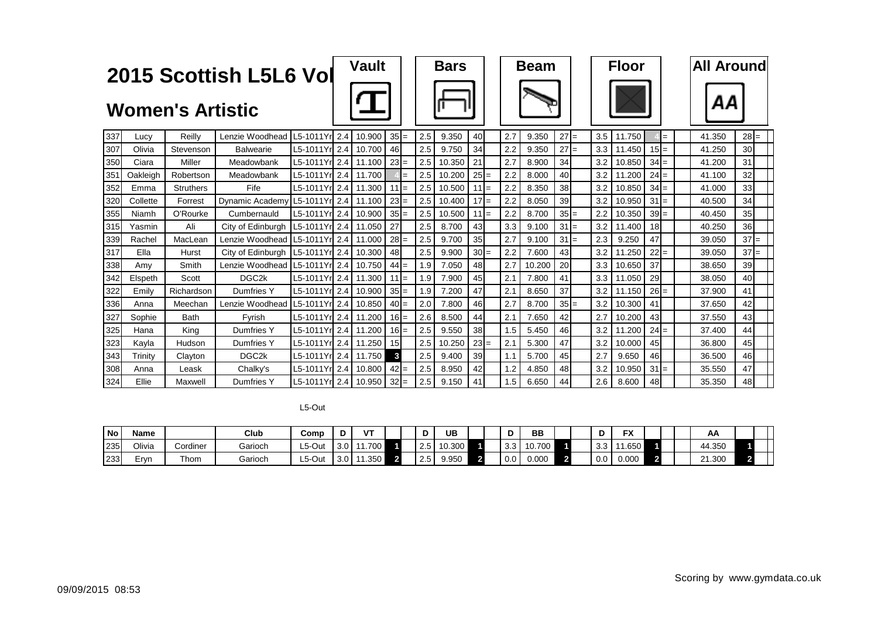# 2015 Scottish L5L6 Vol

## Women's Artistic

| | | | | | Vault | | | | Bars | | | | Beam | | | | Floor | | | All Around | | |
|---|---|---|---|---|---|---|---|---|---|---|---|---|---|---|---|---|---|---|---|---|---|---|
| 337 | Lucy | Reilly | Lenzie Woodhead | L5-1011Yr | 2.4 | 10.900 | 35 = | 2.5 | 9.350 | 40 | | 2.7 | 9.350 | 27 = | | 3.5 | 11.750 | 4 = | | 41.350 | 28 = | |
| 307 | Olivia | Stevenson | Balwearie | L5-1011Yr | 2.4 | 10.700 | 46 | 2.5 | 9.750 | 34 | | 2.2 | 9.350 | 27 = | | 3.3 | 11.450 | 15 = | | 41.250 | 30 | |
| 350 | Ciara | Miller | Meadowbank | L5-1011Yr | 2.4 | 11.100 | 23 = | 2.5 | 10.350 | 21 | | 2.7 | 8.900 | 34 | | 3.2 | 10.850 | 34 = | | 41.200 | 31 | |
| 351 | Oakleigh | Robertson | Meadowbank | L5-1011Yr | 2.4 | 11.700 | 4 = | 2.5 | 10.200 | 25 = | | 2.2 | 8.000 | 40 | | 3.2 | 11.200 | 24 = | | 41.100 | 32 | |
| 352 | Emma | Struthers | Fife | L5-1011Yr | 2.4 | 11.300 | 11 = | 2.5 | 10.500 | 11 = | | 2.2 | 8.350 | 38 | | 3.2 | 10.850 | 34 = | | 41.000 | 33 | |
| 320 | Collette | Forrest | Dynamic Academy | L5-1011Yr | 2.4 | 11.100 | 23 = | 2.5 | 10.400 | 17 = | | 2.2 | 8.050 | 39 | | 3.2 | 10.950 | 31 = | | 40.500 | 34 | |
| 355 | Niamh | O'Rourke | Cumbernauld | L5-1011Yr | 2.4 | 10.900 | 35 = | 2.5 | 10.500 | 11 = | | 2.2 | 8.700 | 35 = | | 2.2 | 10.350 | 39 = | | 40.450 | 35 | |
| 315 | Yasmin | Ali | City of Edinburgh | L5-1011Yr | 2.4 | 11.050 | 27 | 2.5 | 8.700 | 43 | | 3.3 | 9.100 | 31 = | | 3.2 | 11.400 | 18 | | 40.250 | 36 | |
| 339 | Rachel | MacLean | Lenzie Woodhead | L5-1011Yr | 2.4 | 11.000 | 28 = | 2.5 | 9.700 | 35 | | 2.7 | 9.100 | 31 = | | 2.3 | 9.250 | 47 | | 39.050 | 37 = | |
| 317 | Ella | Hurst | City of Edinburgh | L5-1011Yr | 2.4 | 10.300 | 48 | 2.5 | 9.900 | 30 = | | 2.2 | 7.600 | 43 | | 3.2 | 11.250 | 22 = | | 39.050 | 37 = | |
| 338 | Amy | Smith | Lenzie Woodhead | L5-1011Yr | 2.4 | 10.750 | 44 = | 1.9 | 7.050 | 48 | | 2.7 | 10.200 | 20 | | 3.3 | 10.650 | 37 | | 38.650 | 39 | |
| 342 | Elspeth | Scott | DGC2k | L5-1011Yr | 2.4 | 11.300 | 11 = | 1.9 | 7.900 | 45 | | 2.1 | 7.800 | 41 | | 3.3 | 11.050 | 29 | | 38.050 | 40 | |
| 322 | Emily | Richardson | Dumfries Y | L5-1011Yr | 2.4 | 10.900 | 35 = | 1.9 | 7.200 | 47 | | 2.1 | 8.650 | 37 | | 3.2 | 11.150 | 26 = | | 37.900 | 41 | |
| 336 | Anna | Meechan | Lenzie Woodhead | L5-1011Yr | 2.4 | 10.850 | 40 = | 2.0 | 7.800 | 46 | | 2.7 | 8.700 | 35 = | | 3.2 | 10.300 | 41 | | 37.650 | 42 | |
| 327 | Sophie | Bath | Fyrish | L5-1011Yr | 2.4 | 11.200 | 16 = | 2.6 | 8.500 | 44 | | 2.1 | 7.650 | 42 | | 2.7 | 10.200 | 43 | | 37.550 | 43 | |
| 325 | Hana | King | Dumfries Y | L5-1011Yr | 2.4 | 11.200 | 16 = | 2.5 | 9.550 | 38 | | 1.5 | 5.450 | 46 | | 3.2 | 11.200 | 24 = | | 37.400 | 44 | |
| 323 | Kayla | Hudson | Dumfries Y | L5-1011Yr | 2.4 | 11.250 | 15 | 2.5 | 10.250 | 23 = | | 2.1 | 5.300 | 47 | | 3.2 | 10.000 | 45 | | 36.800 | 45 | |
| 343 | Trinity | Clayton | DGC2k | L5-1011Yr | 2.4 | 11.750 | 3 | 2.5 | 9.400 | 39 | | 1.1 | 5.700 | 45 | | 2.7 | 9.650 | 46 | | 36.500 | 46 | |
| 308 | Anna | Leask | Chalky's | L5-1011Yr | 2.4 | 10.800 | 42 = | 2.5 | 8.950 | 42 | | 1.2 | 4.850 | 48 | | 3.2 | 10.950 | 31 = | | 35.550 | 47 | |
| 324 | Ellie | Maxwell | Dumfries Y | L5-1011Yr | 2.4 | 10.950 | 32 = | 2.5 | 9.150 | 41 | | 1.5 | 6.650 | 44 | | 2.6 | 8.600 | 48 | | 35.350 | 48 | |

L5-Out

| No | Name | | Club | Comp | D | VT | | D | UB | | D | BB | | D | FX | | AA | |
|---|---|---|---|---|---|---|---|---|---|---|---|---|---|---|---|---|---|---|
| 235 | Olivia | Cordiner | Garioch | L5-Out | 3.0 | 11.700 | 1 | 2.5 | 10.300 | 1 | 3.3 | 10.700 | 1 | 3.3 | 11.650 | 1 | 44.350 | 1 |
| 233 | Eryn | Thom | Garioch | L5-Out | 3.0 | 11.350 | 2 | 2.5 | 9.950 | 2 | 0.0 | 0.000 | 2 | 0.0 | 0.000 | 2 | 21.300 | 2 |

Scoring by www.gymdata.co.uk

09/09/2015 08:53